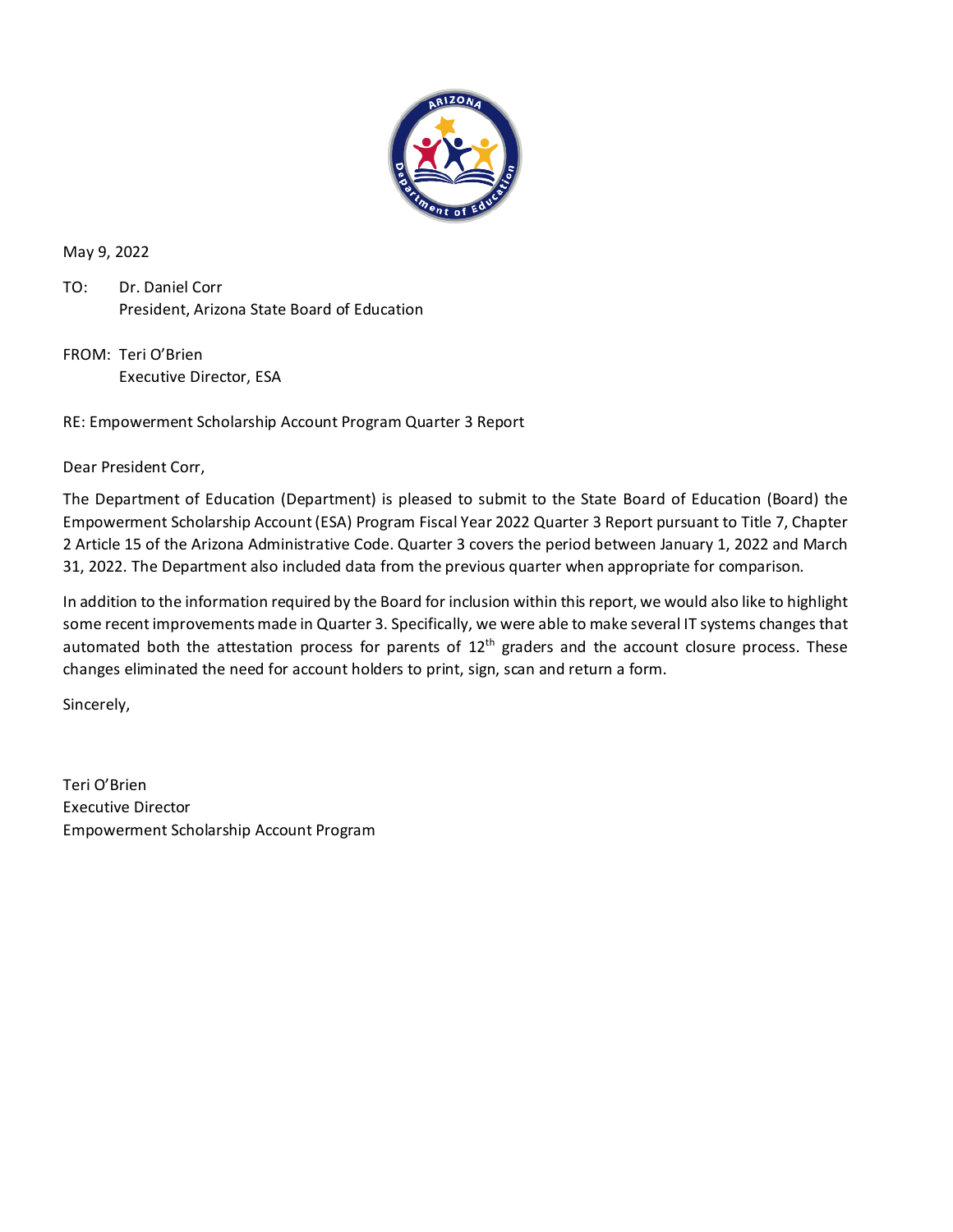May 9, 2022

TO: Dr. Daniel Corr
President, Arizona State Board of Education

FROM: Teri O'Brien
Executive Director, ESA

RE: Empowerment Scholarship Account Program Quarter 3 Report

Dear President Corr,

The Department of Education (Department) is pleased to submit to the State Board of Education (Board) the Empowerment Scholarship Account (ESA) Program Fiscal Year 2022 Quarter 3 Report pursuant to Title 7, Chapter 2 Article 15 of the Arizona Administrative Code. Quarter 3 covers the period between January 1, 2022 and March 31, 2022. The Department also included data from the previous quarter when appropriate for comparison.

In addition to the information required by the Board for inclusion within this report, we would also like to highlight some recent improvements made in Quarter 3. Specifically, we were able to make several IT systems changes that automated both the attestation process for parents of 12th graders and the account closure process. These changes eliminated the need for account holders to print, sign, scan and return a form.

Sincerely,

Teri O'Brien
Executive Director
Empowerment Scholarship Account Program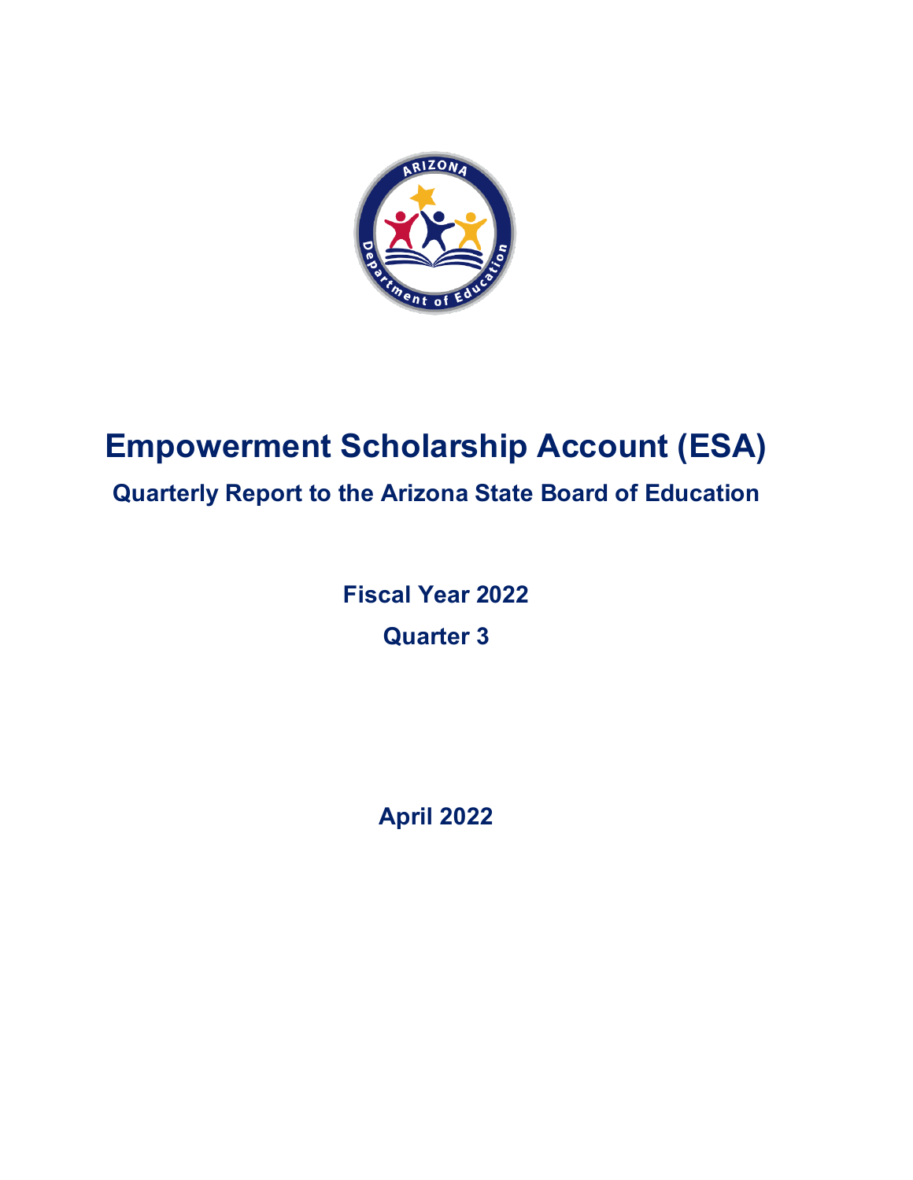# Empowerment Scholarship Account (ESA)

## Quarterly Report to the Arizona State Board of Education

**Fiscal Year 2022**

**Quarter 3**

**April 2022**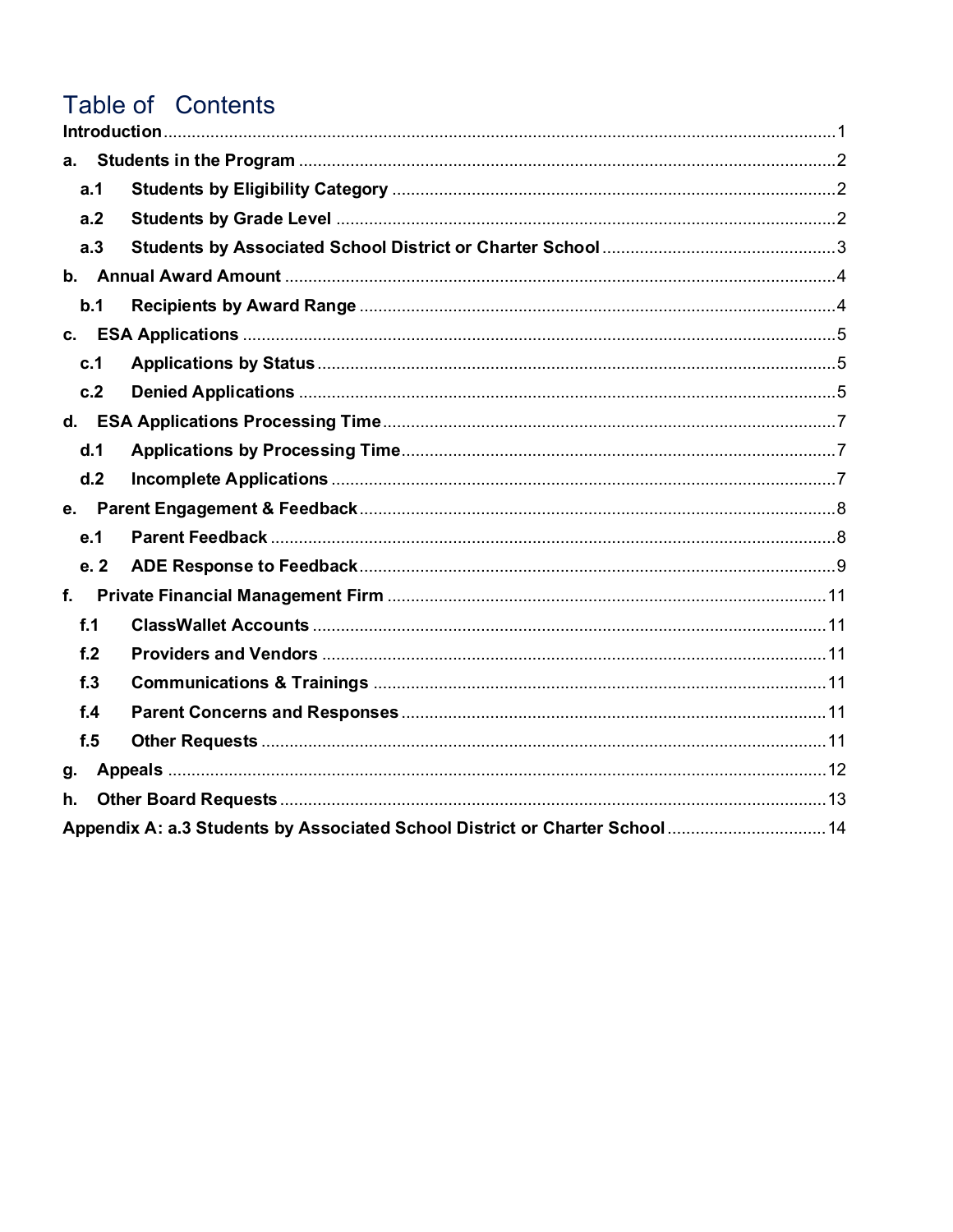# Table of Contents

- **Introduction** ... 1
- **a. Students in the Program** ... 2
  - **a.1 Students by Eligibility Category** ... 2
  - **a.2 Students by Grade Level** ... 2
  - **a.3 Students by Associated School District or Charter School** ... 3
- **b. Annual Award Amount** ... 4
  - **b.1 Recipients by Award Range** ... 4
- **c. ESA Applications** ... 5
  - **c.1 Applications by Status** ... 5
  - **c.2 Denied Applications** ... 5
- **d. ESA Applications Processing Time** ... 7
  - **d.1 Applications by Processing Time** ... 7
  - **d.2 Incomplete Applications** ... 7
- **e. Parent Engagement & Feedback** ... 8
  - **e.1 Parent Feedback** ... 8
  - **e. 2 ADE Response to Feedback** ... 9
- **f. Private Financial Management Firm** ... 11
  - **f.1 ClassWallet Accounts** ... 11
  - **f.2 Providers and Vendors** ... 11
  - **f.3 Communications & Trainings** ... 11
  - **f.4 Parent Concerns and Responses** ... 11
  - **f.5 Other Requests** ... 11
- **g. Appeals** ... 12
- **h. Other Board Requests** ... 13
- **Appendix A: a.3 Students by Associated School District or Charter School** ... 14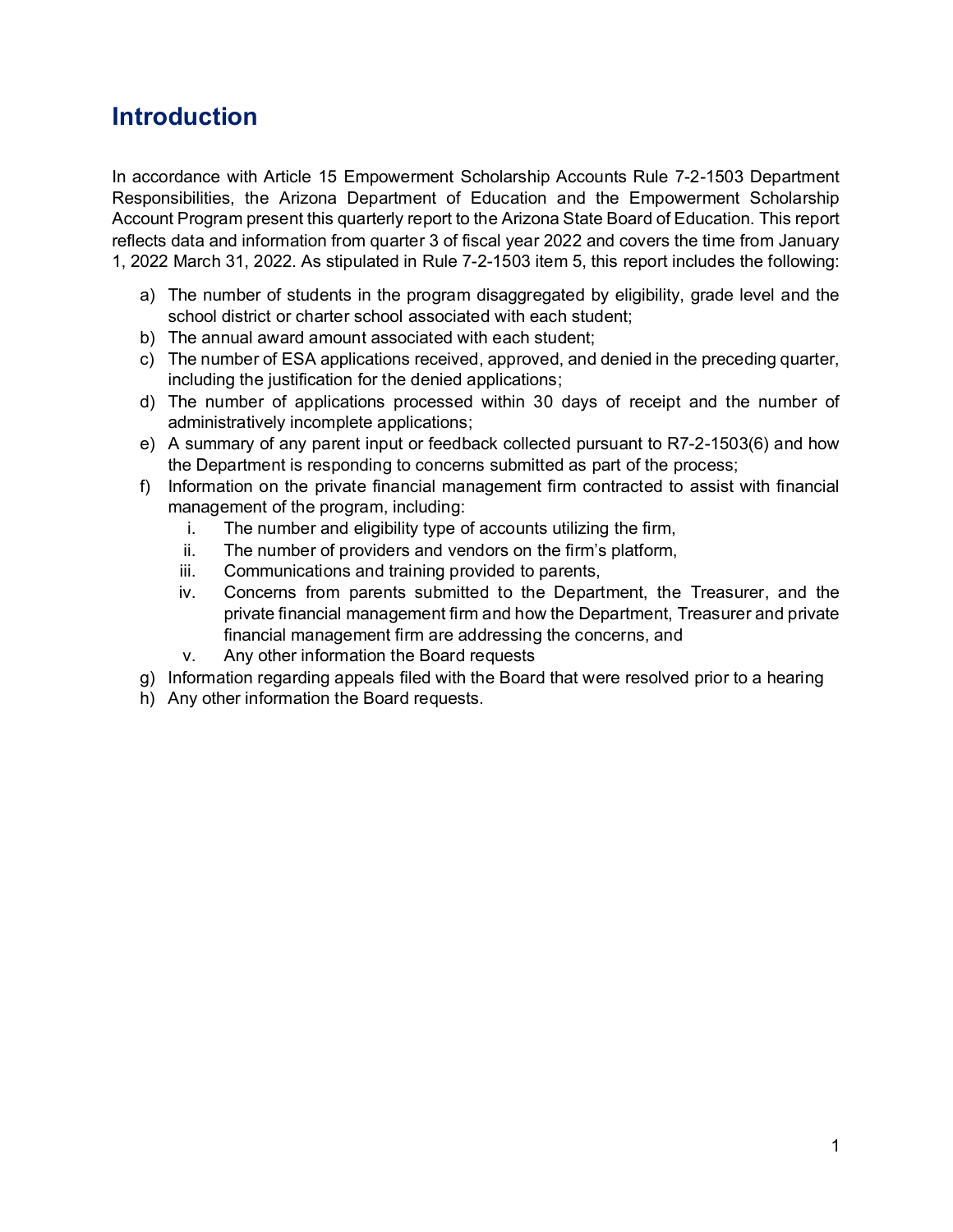## Introduction

In accordance with Article 15 Empowerment Scholarship Accounts Rule 7-2-1503 Department Responsibilities, the Arizona Department of Education and the Empowerment Scholarship Account Program present this quarterly report to the Arizona State Board of Education. This report reflects data and information from quarter 3 of fiscal year 2022 and covers the time from January 1, 2022 March 31, 2022. As stipulated in Rule 7-2-1503 item 5, this report includes the following:

a) The number of students in the program disaggregated by eligibility, grade level and the school district or charter school associated with each student;
b) The annual award amount associated with each student;
c) The number of ESA applications received, approved, and denied in the preceding quarter, including the justification for the denied applications;
d) The number of applications processed within 30 days of receipt and the number of administratively incomplete applications;
e) A summary of any parent input or feedback collected pursuant to R7-2-1503(6) and how the Department is responding to concerns submitted as part of the process;
f) Information on the private financial management firm contracted to assist with financial management of the program, including:
    i. The number and eligibility type of accounts utilizing the firm,
    ii. The number of providers and vendors on the firm's platform,
    iii. Communications and training provided to parents,
    iv. Concerns from parents submitted to the Department, the Treasurer, and the private financial management firm and how the Department, Treasurer and private financial management firm are addressing the concerns, and
    v. Any other information the Board requests
g) Information regarding appeals filed with the Board that were resolved prior to a hearing
h) Any other information the Board requests.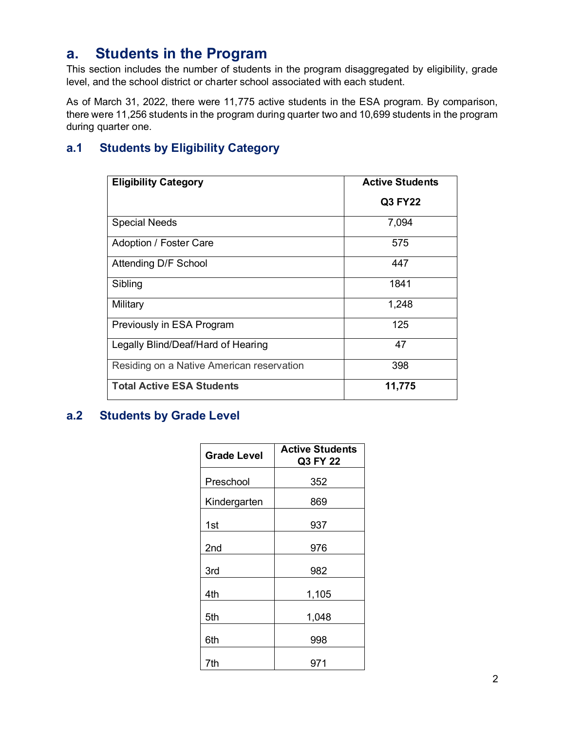## a. Students in the Program

This section includes the number of students in the program disaggregated by eligibility, grade level, and the school district or charter school associated with each student.

As of March 31, 2022, there were 11,775 active students in the ESA program. By comparison, there were 11,256 students in the program during quarter two and 10,699 students in the program during quarter one.

### a.1 Students by Eligibility Category

| Eligibility Category | Active Students Q3 FY22 |
|---|---|
| Special Needs | 7,094 |
| Adoption / Foster Care | 575 |
| Attending D/F School | 447 |
| Sibling | 1841 |
| Military | 1,248 |
| Previously in ESA Program | 125 |
| Legally Blind/Deaf/Hard of Hearing | 47 |
| Residing on a Native American reservation | 398 |
| **Total Active ESA Students** | **11,775** |

### a.2 Students by Grade Level

| Grade Level | Active Students Q3 FY 22 |
|---|---|
| Preschool | 352 |
| Kindergarten | 869 |
| 1st | 937 |
| 2nd | 976 |
| 3rd | 982 |
| 4th | 1,105 |
| 5th | 1,048 |
| 6th | 998 |
| 7th | 971 |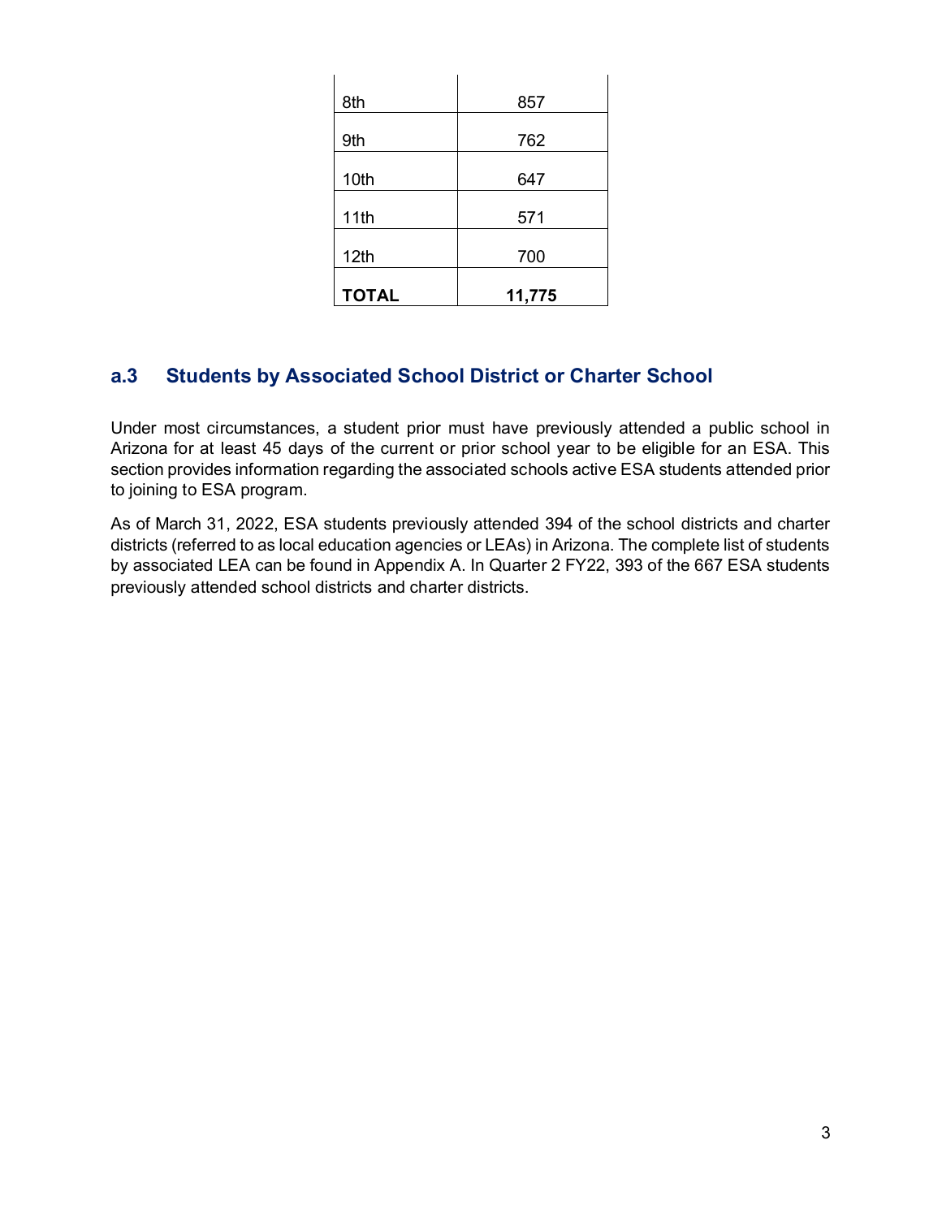| | |
|---|---|
| 8th | 857 |
| 9th | 762 |
| 10th | 647 |
| 11th | 571 |
| 12th | 700 |
| **TOTAL** | **11,775** |

## a.3 Students by Associated School District or Charter School

Under most circumstances, a student prior must have previously attended a public school in Arizona for at least 45 days of the current or prior school year to be eligible for an ESA. This section provides information regarding the associated schools active ESA students attended prior to joining to ESA program.

As of March 31, 2022, ESA students previously attended 394 of the school districts and charter districts (referred to as local education agencies or LEAs) in Arizona. The complete list of students by associated LEA can be found in Appendix A. In Quarter 2 FY22, 393 of the 667 ESA students previously attended school districts and charter districts.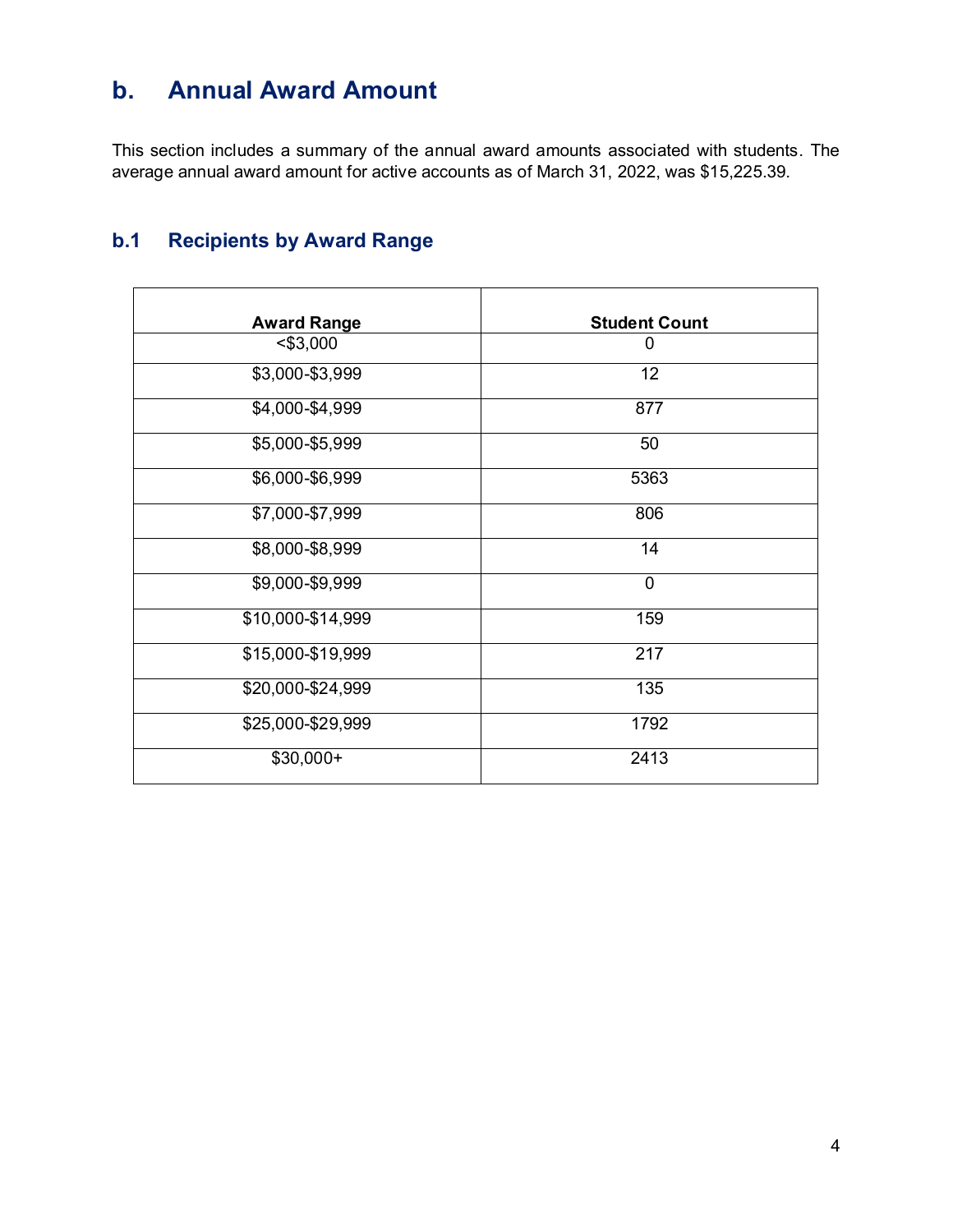## b. Annual Award Amount

This section includes a summary of the annual award amounts associated with students. The average annual award amount for active accounts as of March 31, 2022, was $15,225.39.

### b.1 Recipients by Award Range

| Award Range | Student Count |
|---|---|
| <$3,000 | 0 |
| $3,000-$3,999 | 12 |
| $4,000-$4,999 | 877 |
| $5,000-$5,999 | 50 |
| $6,000-$6,999 | 5363 |
| $7,000-$7,999 | 806 |
| $8,000-$8,999 | 14 |
| $9,000-$9,999 | 0 |
| $10,000-$14,999 | 159 |
| $15,000-$19,999 | 217 |
| $20,000-$24,999 | 135 |
| $25,000-$29,999 | 1792 |
| $30,000+ | 2413 |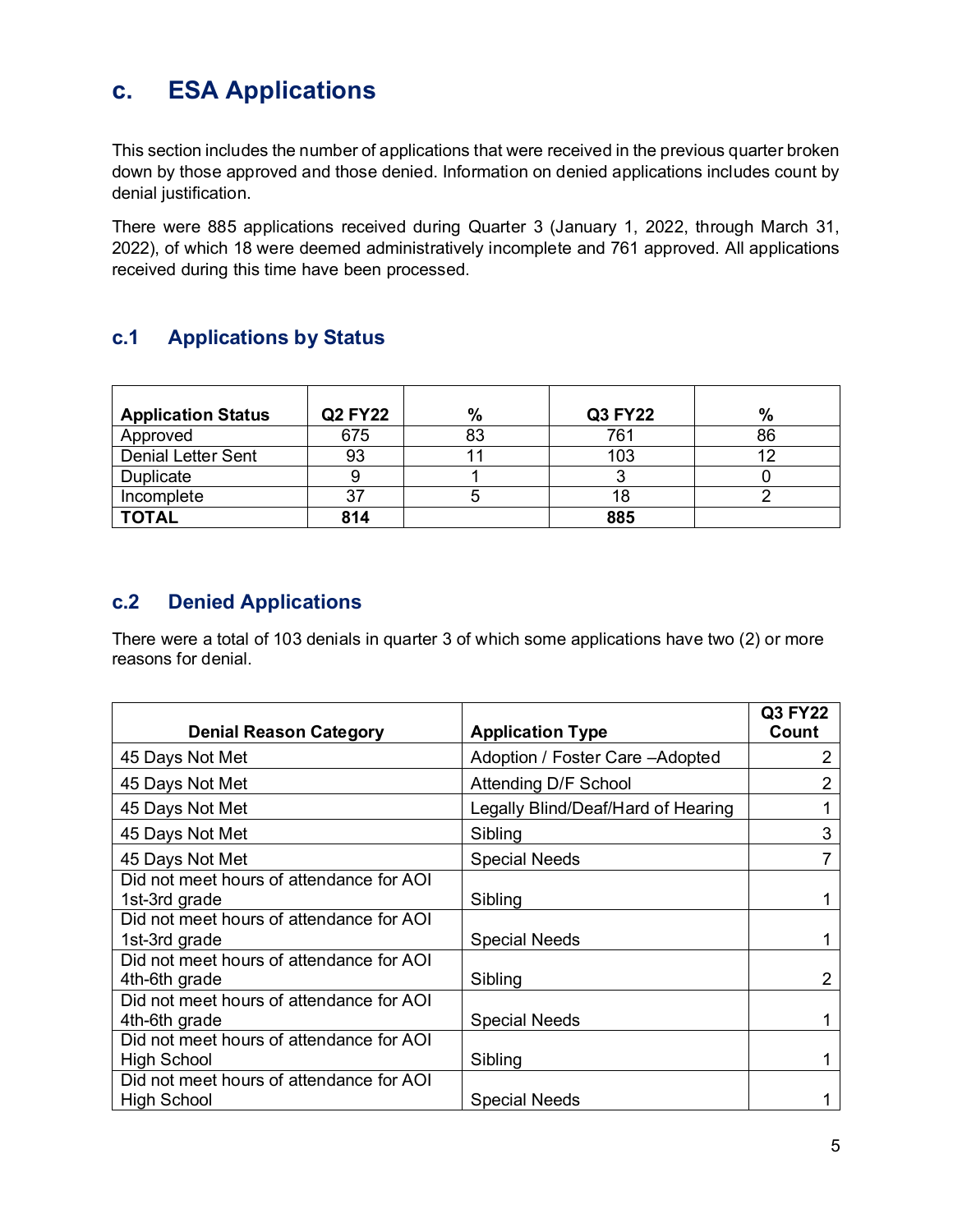## c. ESA Applications

This section includes the number of applications that were received in the previous quarter broken down by those approved and those denied. Information on denied applications includes count by denial justification.

There were 885 applications received during Quarter 3 (January 1, 2022, through March 31, 2022), of which 18 were deemed administratively incomplete and 761 approved. All applications received during this time have been processed.

### c.1 Applications by Status

| Application Status | Q2 FY22 | % | Q3 FY22 | % |
|---|---|---|---|---|
| Approved | 675 | 83 | 761 | 86 |
| Denial Letter Sent | 93 | 11 | 103 | 12 |
| Duplicate | 9 | 1 | 3 | 0 |
| Incomplete | 37 | 5 | 18 | 2 |
| **TOTAL** | **814** | | **885** | |

### c.2 Denied Applications

There were a total of 103 denials in quarter 3 of which some applications have two (2) or more reasons for denial.

| Denial Reason Category | Application Type | Q3 FY22 Count |
|---|---|---|
| 45 Days Not Met | Adoption / Foster Care –Adopted | 2 |
| 45 Days Not Met | Attending D/F School | 2 |
| 45 Days Not Met | Legally Blind/Deaf/Hard of Hearing | 1 |
| 45 Days Not Met | Sibling | 3 |
| 45 Days Not Met | Special Needs | 7 |
| Did not meet hours of attendance for AOI 1st-3rd grade | Sibling | 1 |
| Did not meet hours of attendance for AOI 1st-3rd grade | Special Needs | 1 |
| Did not meet hours of attendance for AOI 4th-6th grade | Sibling | 2 |
| Did not meet hours of attendance for AOI 4th-6th grade | Special Needs | 1 |
| Did not meet hours of attendance for AOI High School | Sibling | 1 |
| Did not meet hours of attendance for AOI High School | Special Needs | 1 |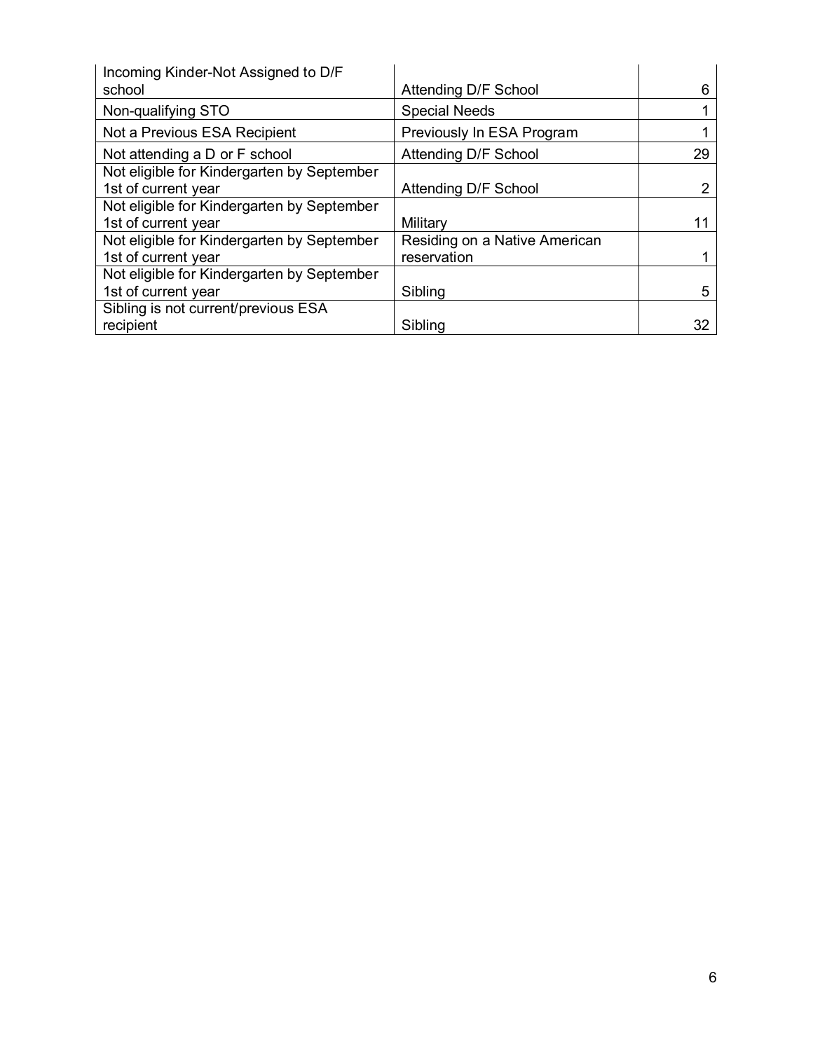| | | |
|---|---|---|
| Incoming Kinder-Not Assigned to D/F school | Attending D/F School | 6 |
| Non-qualifying STO | Special Needs | 1 |
| Not a Previous ESA Recipient | Previously In ESA Program | 1 |
| Not attending a D or F school | Attending D/F School | 29 |
| Not eligible for Kindergarten by September 1st of current year | Attending D/F School | 2 |
| Not eligible for Kindergarten by September 1st of current year | Military | 11 |
| Not eligible for Kindergarten by September 1st of current year | Residing on a Native American reservation | 1 |
| Not eligible for Kindergarten by September 1st of current year | Sibling | 5 |
| Sibling is not current/previous ESA recipient | Sibling | 32 |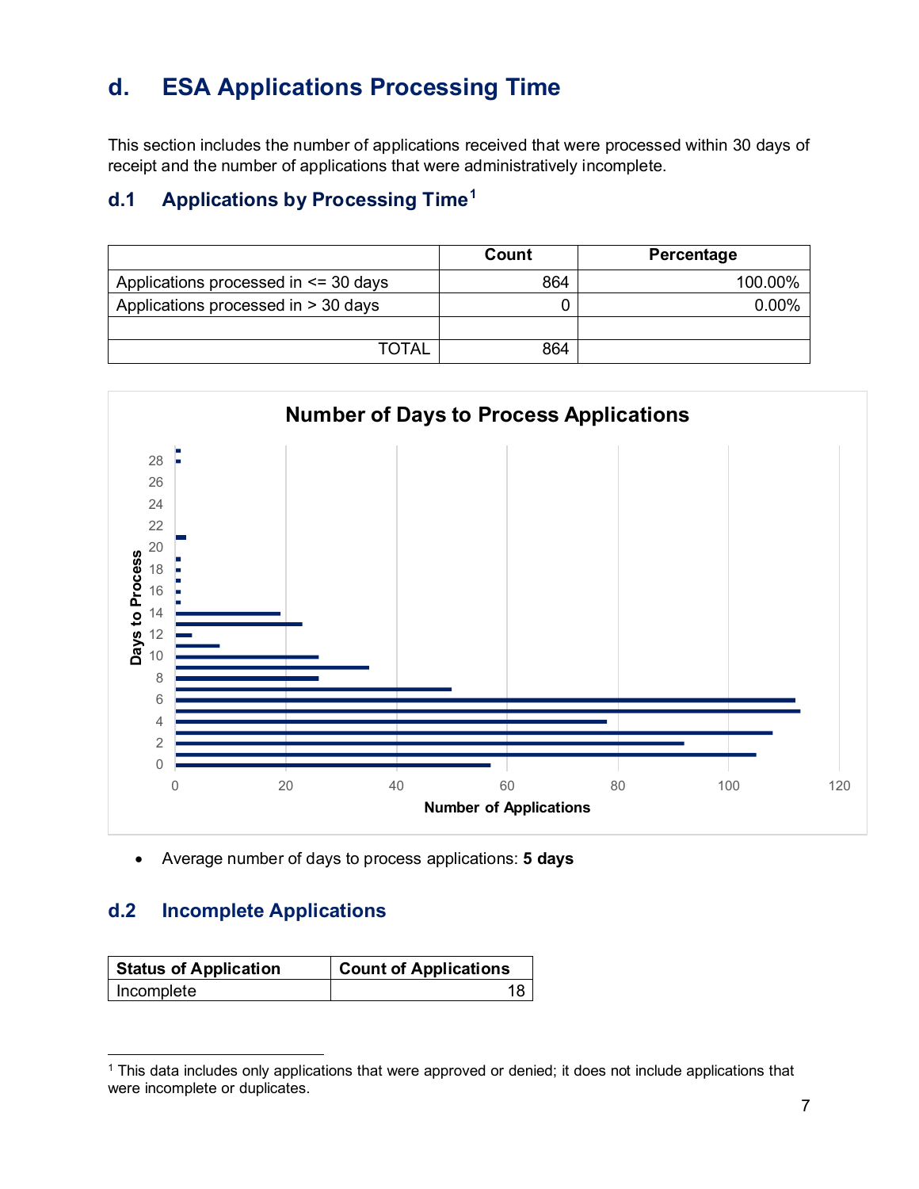## d. ESA Applications Processing Time

This section includes the number of applications received that were processed within 30 days of receipt and the number of applications that were administratively incomplete.

### d.1 Applications by Processing Time[1]

| | Count | Percentage |
|---|---|---|
| Applications processed in <= 30 days | 864 | 100.00% |
| Applications processed in > 30 days | 0 | 0.00% |
| | | |
| TOTAL | 864 | |

- Average number of days to process applications: **5 days**

### d.2 Incomplete Applications

| Status of Application | Count of Applications |
|---|---|
| Incomplete | 18 |

[1] This data includes only applications that were approved or denied; it does not include applications that were incomplete or duplicates.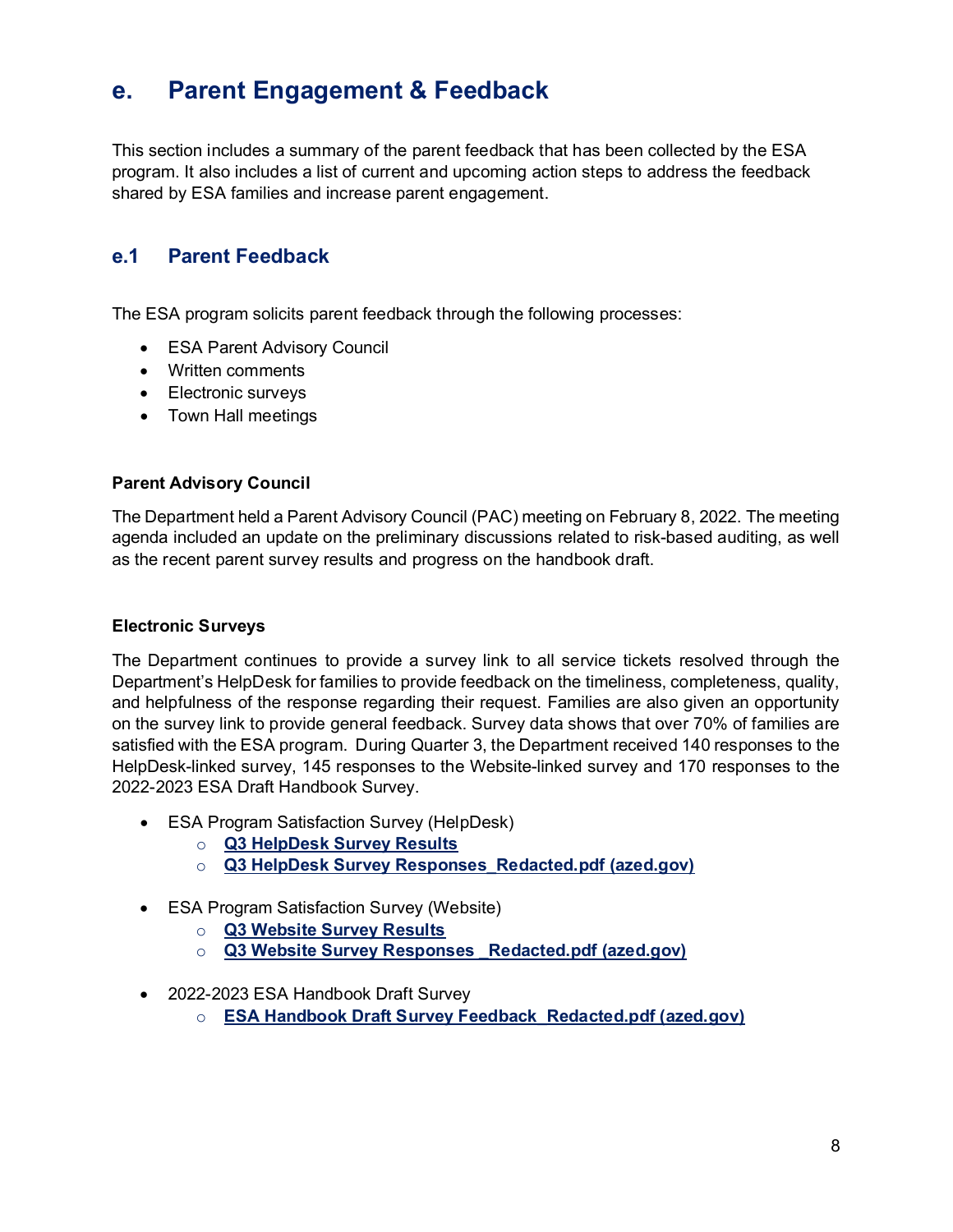# e. Parent Engagement & Feedback

This section includes a summary of the parent feedback that has been collected by the ESA program. It also includes a list of current and upcoming action steps to address the feedback shared by ESA families and increase parent engagement.

## e.1 Parent Feedback

The ESA program solicits parent feedback through the following processes:

- ESA Parent Advisory Council
- Written comments
- Electronic surveys
- Town Hall meetings

**Parent Advisory Council**

The Department held a Parent Advisory Council (PAC) meeting on February 8, 2022. The meeting agenda included an update on the preliminary discussions related to risk-based auditing, as well as the recent parent survey results and progress on the handbook draft.

**Electronic Surveys**

The Department continues to provide a survey link to all service tickets resolved through the Department's HelpDesk for families to provide feedback on the timeliness, completeness, quality, and helpfulness of the response regarding their request. Families are also given an opportunity on the survey link to provide general feedback. Survey data shows that over 70% of families are satisfied with the ESA program. During Quarter 3, the Department received 140 responses to the HelpDesk-linked survey, 145 responses to the Website-linked survey and 170 responses to the 2022-2023 ESA Draft Handbook Survey.

- ESA Program Satisfaction Survey (HelpDesk)
  - **Q3 HelpDesk Survey Results**
  - **Q3 HelpDesk Survey Responses_Redacted.pdf (azed.gov)**
- ESA Program Satisfaction Survey (Website)
  - **Q3 Website Survey Results**
  - **Q3 Website Survey Responses _Redacted.pdf (azed.gov)**
- 2022-2023 ESA Handbook Draft Survey
  - **ESA Handbook Draft Survey Feedback_Redacted.pdf (azed.gov)**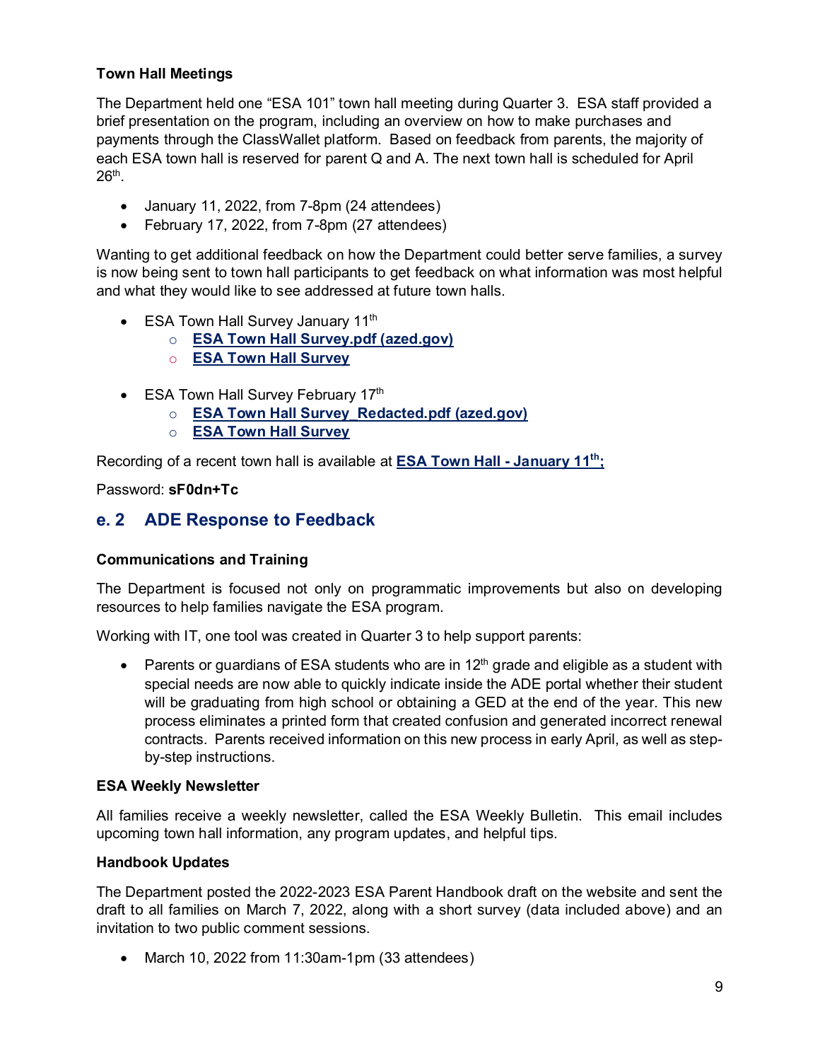**Town Hall Meetings**

The Department held one "ESA 101" town hall meeting during Quarter 3. ESA staff provided a brief presentation on the program, including an overview on how to make purchases and payments through the ClassWallet platform. Based on feedback from parents, the majority of each ESA town hall is reserved for parent Q and A. The next town hall is scheduled for April 26th.

- January 11, 2022, from 7-8pm (24 attendees)
- February 17, 2022, from 7-8pm (27 attendees)

Wanting to get additional feedback on how the Department could better serve families, a survey is now being sent to town hall participants to get feedback on what information was most helpful and what they would like to see addressed at future town halls.

- ESA Town Hall Survey January 11th
  - **ESA Town Hall Survey.pdf (azed.gov)**
  - **ESA Town Hall Survey**
- ESA Town Hall Survey February 17th
  - **ESA Town Hall Survey_Redacted.pdf (azed.gov)**
  - **ESA Town Hall Survey**

Recording of a recent town hall is available at **ESA Town Hall - January 11th;**

Password: **sF0dn+Tc**

## e. 2 ADE Response to Feedback

**Communications and Training**

The Department is focused not only on programmatic improvements but also on developing resources to help families navigate the ESA program.

Working with IT, one tool was created in Quarter 3 to help support parents:

- Parents or guardians of ESA students who are in 12th grade and eligible as a student with special needs are now able to quickly indicate inside the ADE portal whether their student will be graduating from high school or obtaining a GED at the end of the year. This new process eliminates a printed form that created confusion and generated incorrect renewal contracts. Parents received information on this new process in early April, as well as step-by-step instructions.

**ESA Weekly Newsletter**

All families receive a weekly newsletter, called the ESA Weekly Bulletin. This email includes upcoming town hall information, any program updates, and helpful tips.

**Handbook Updates**

The Department posted the 2022-2023 ESA Parent Handbook draft on the website and sent the draft to all families on March 7, 2022, along with a short survey (data included above) and an invitation to two public comment sessions.

- March 10, 2022 from 11:30am-1pm (33 attendees)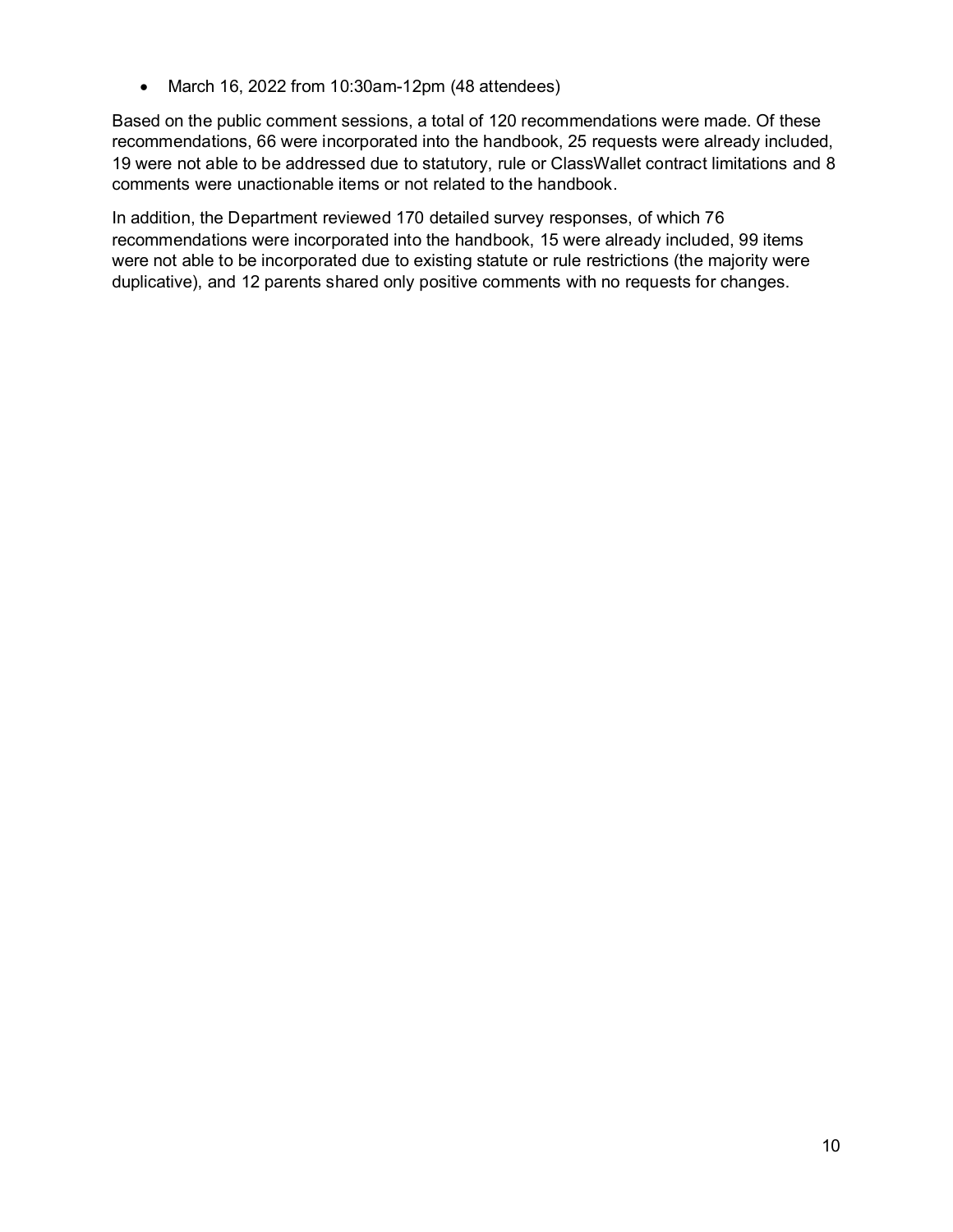- March 16, 2022 from 10:30am-12pm (48 attendees)

Based on the public comment sessions, a total of 120 recommendations were made. Of these recommendations, 66 were incorporated into the handbook, 25 requests were already included, 19 were not able to be addressed due to statutory, rule or ClassWallet contract limitations and 8 comments were unactionable items or not related to the handbook.

In addition, the Department reviewed 170 detailed survey responses, of which 76 recommendations were incorporated into the handbook, 15 were already included, 99 items were not able to be incorporated due to existing statute or rule restrictions (the majority were duplicative), and 12 parents shared only positive comments with no requests for changes.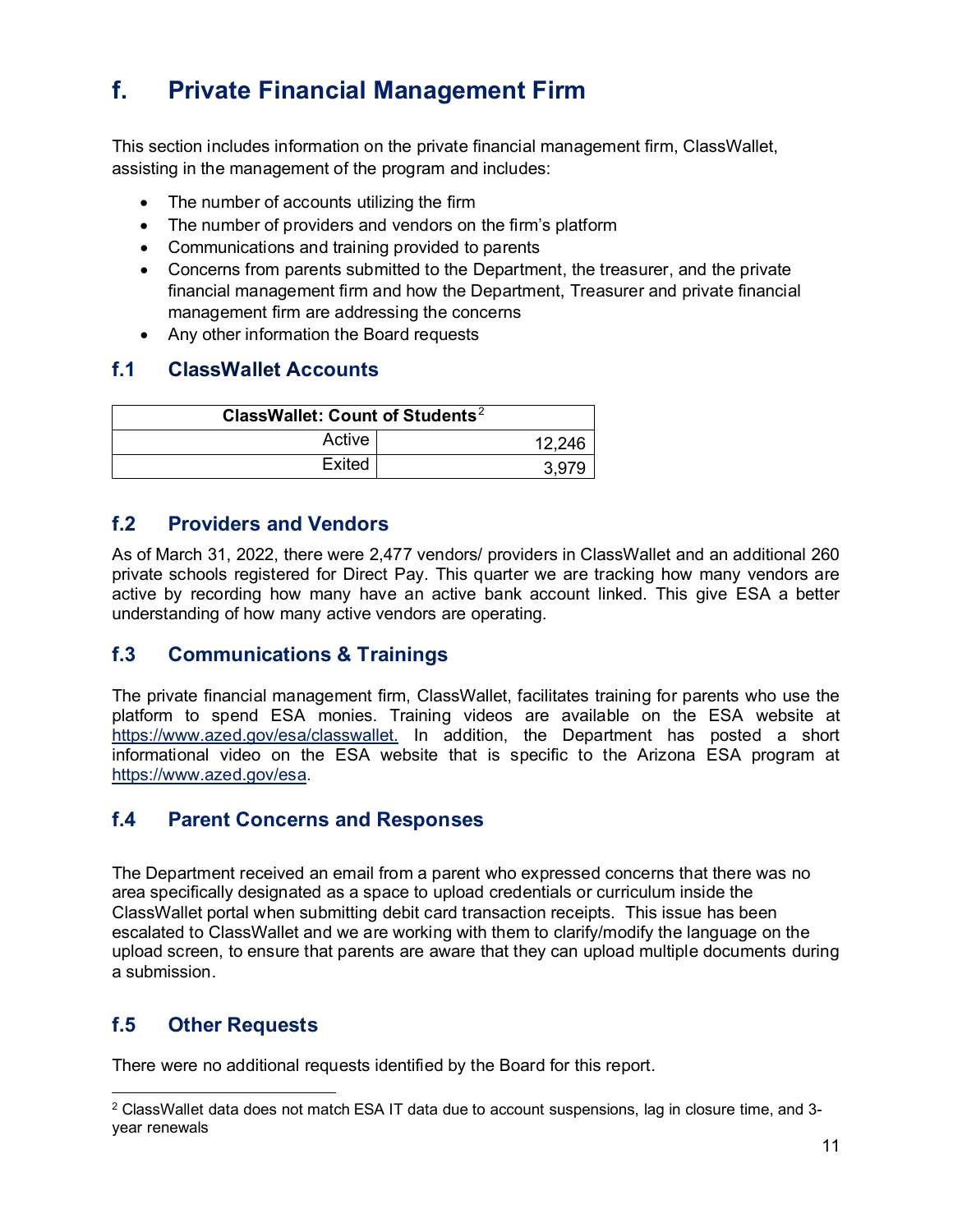# f. Private Financial Management Firm

This section includes information on the private financial management firm, ClassWallet, assisting in the management of the program and includes:

- The number of accounts utilizing the firm
- The number of providers and vendors on the firm's platform
- Communications and training provided to parents
- Concerns from parents submitted to the Department, the treasurer, and the private financial management firm and how the Department, Treasurer and private financial management firm are addressing the concerns
- Any other information the Board requests

## f.1 ClassWallet Accounts

| ClassWallet: Count of Students[2] | |
|---|---|
| Active | 12,246 |
| Exited | 3,979 |

## f.2 Providers and Vendors

As of March 31, 2022, there were 2,477 vendors/ providers in ClassWallet and an additional 260 private schools registered for Direct Pay. This quarter we are tracking how many vendors are active by recording how many have an active bank account linked. This give ESA a better understanding of how many active vendors are operating.

## f.3 Communications & Trainings

The private financial management firm, ClassWallet, facilitates training for parents who use the platform to spend ESA monies. Training videos are available on the ESA website at https://www.azed.gov/esa/classwallet. In addition, the Department has posted a short informational video on the ESA website that is specific to the Arizona ESA program at https://www.azed.gov/esa.

## f.4 Parent Concerns and Responses

The Department received an email from a parent who expressed concerns that there was no area specifically designated as a space to upload credentials or curriculum inside the ClassWallet portal when submitting debit card transaction receipts. This issue has been escalated to ClassWallet and we are working with them to clarify/modify the language on the upload screen, to ensure that parents are aware that they can upload multiple documents during a submission.

## f.5 Other Requests

There were no additional requests identified by the Board for this report.

[2] ClassWallet data does not match ESA IT data due to account suspensions, lag in closure time, and 3-year renewals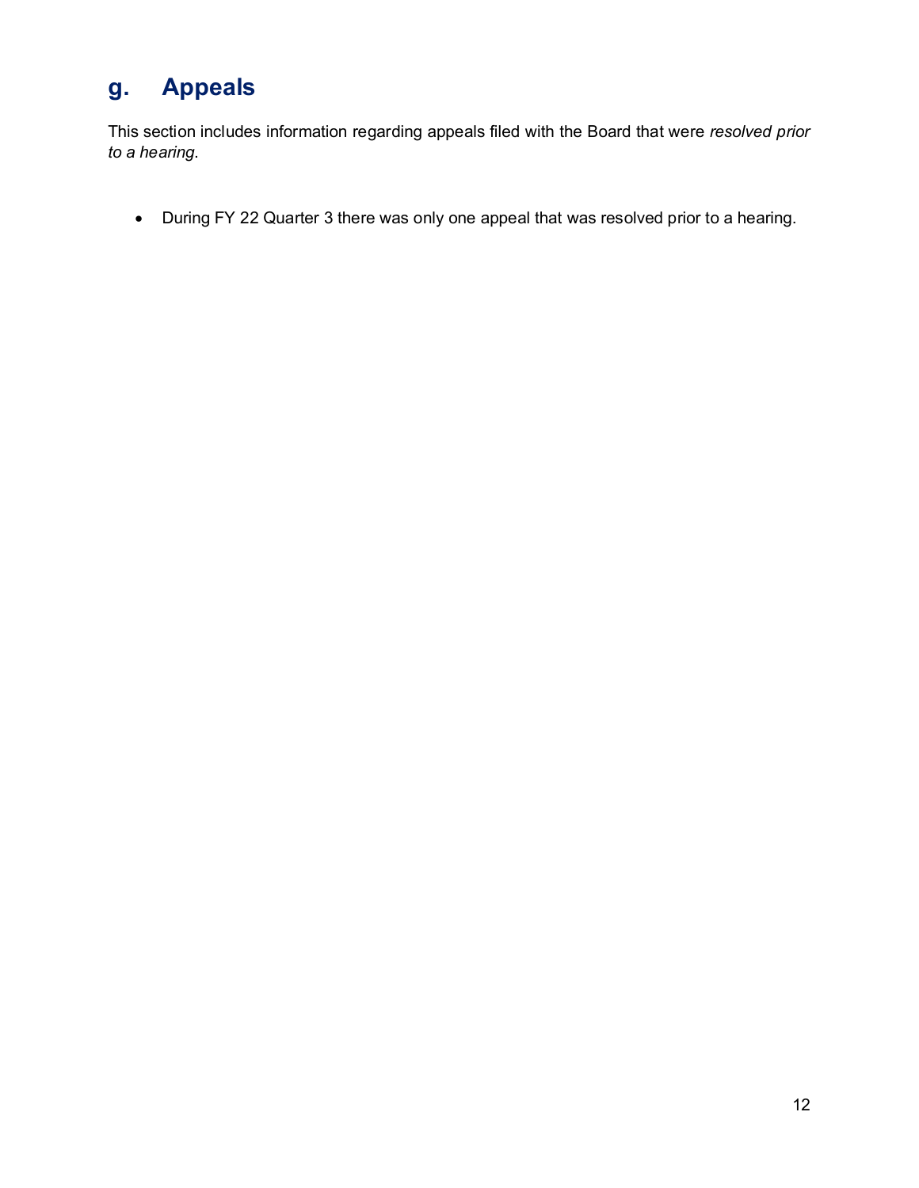## g. Appeals

This section includes information regarding appeals filed with the Board that were *resolved prior to a hearing*.

- During FY 22 Quarter 3 there was only one appeal that was resolved prior to a hearing.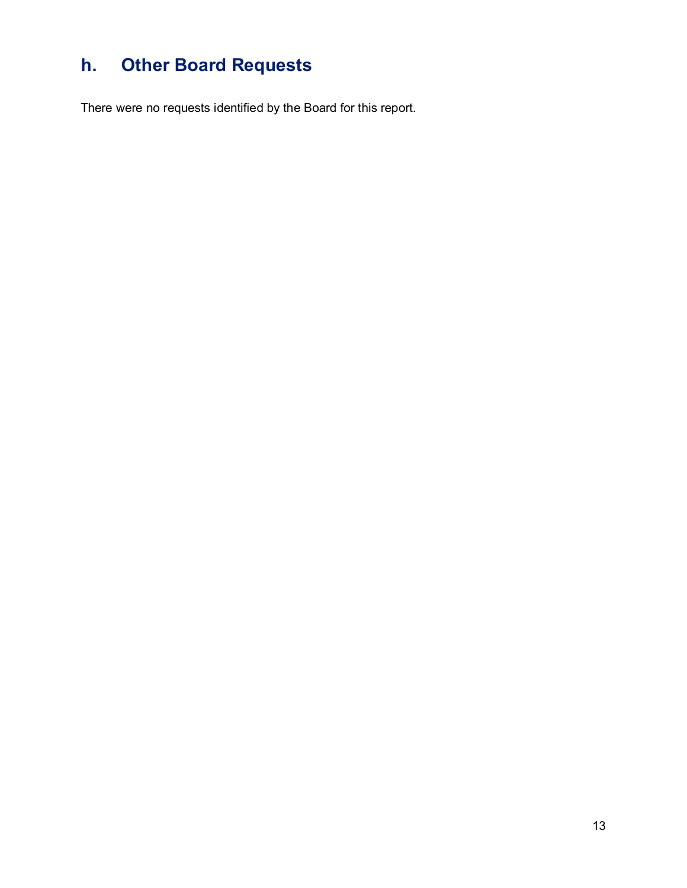## h. Other Board Requests

There were no requests identified by the Board for this report.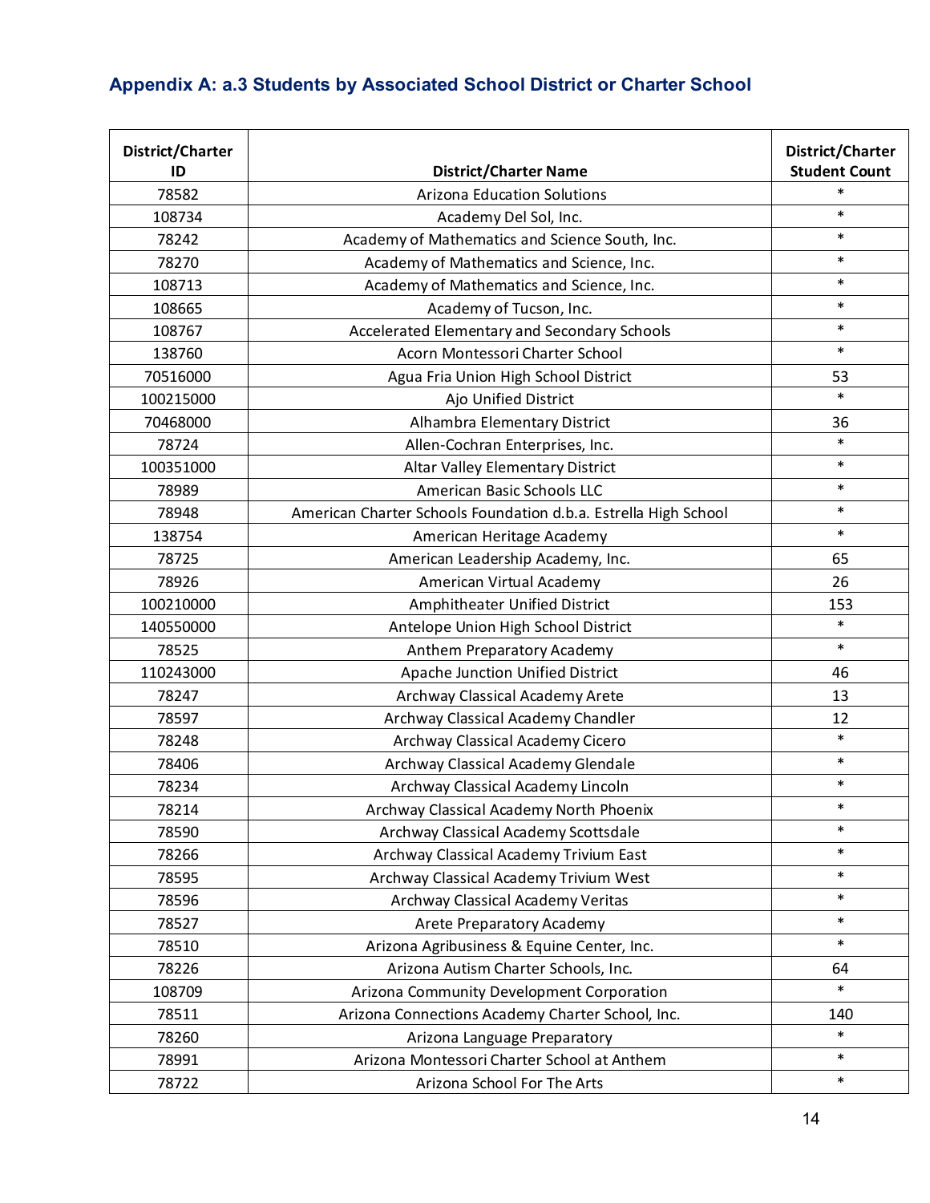## Appendix A: a.3 Students by Associated School District or Charter School

| District/Charter ID | District/Charter Name | District/Charter Student Count |
|---|---|---|
| 78582 | Arizona Education Solutions | * |
| 108734 | Academy Del Sol, Inc. | * |
| 78242 | Academy of Mathematics and Science South, Inc. | * |
| 78270 | Academy of Mathematics and Science, Inc. | * |
| 108713 | Academy of Mathematics and Science, Inc. | * |
| 108665 | Academy of Tucson, Inc. | * |
| 108767 | Accelerated Elementary and Secondary Schools | * |
| 138760 | Acorn Montessori Charter School | * |
| 70516000 | Agua Fria Union High School District | 53 |
| 100215000 | Ajo Unified District | * |
| 70468000 | Alhambra Elementary District | 36 |
| 78724 | Allen-Cochran Enterprises, Inc. | * |
| 100351000 | Altar Valley Elementary District | * |
| 78989 | American Basic Schools LLC | * |
| 78948 | American Charter Schools Foundation d.b.a. Estrella High School | * |
| 138754 | American Heritage Academy | * |
| 78725 | American Leadership Academy, Inc. | 65 |
| 78926 | American Virtual Academy | 26 |
| 100210000 | Amphitheater Unified District | 153 |
| 140550000 | Antelope Union High School District | * |
| 78525 | Anthem Preparatory Academy | * |
| 110243000 | Apache Junction Unified District | 46 |
| 78247 | Archway Classical Academy Arete | 13 |
| 78597 | Archway Classical Academy Chandler | 12 |
| 78248 | Archway Classical Academy Cicero | * |
| 78406 | Archway Classical Academy Glendale | * |
| 78234 | Archway Classical Academy Lincoln | * |
| 78214 | Archway Classical Academy North Phoenix | * |
| 78590 | Archway Classical Academy Scottsdale | * |
| 78266 | Archway Classical Academy Trivium East | * |
| 78595 | Archway Classical Academy Trivium West | * |
| 78596 | Archway Classical Academy Veritas | * |
| 78527 | Arete Preparatory Academy | * |
| 78510 | Arizona Agribusiness & Equine Center, Inc. | * |
| 78226 | Arizona Autism Charter Schools, Inc. | 64 |
| 108709 | Arizona Community Development Corporation | * |
| 78511 | Arizona Connections Academy Charter School, Inc. | 140 |
| 78260 | Arizona Language Preparatory | * |
| 78991 | Arizona Montessori Charter School at Anthem | * |
| 78722 | Arizona School For The Arts | * |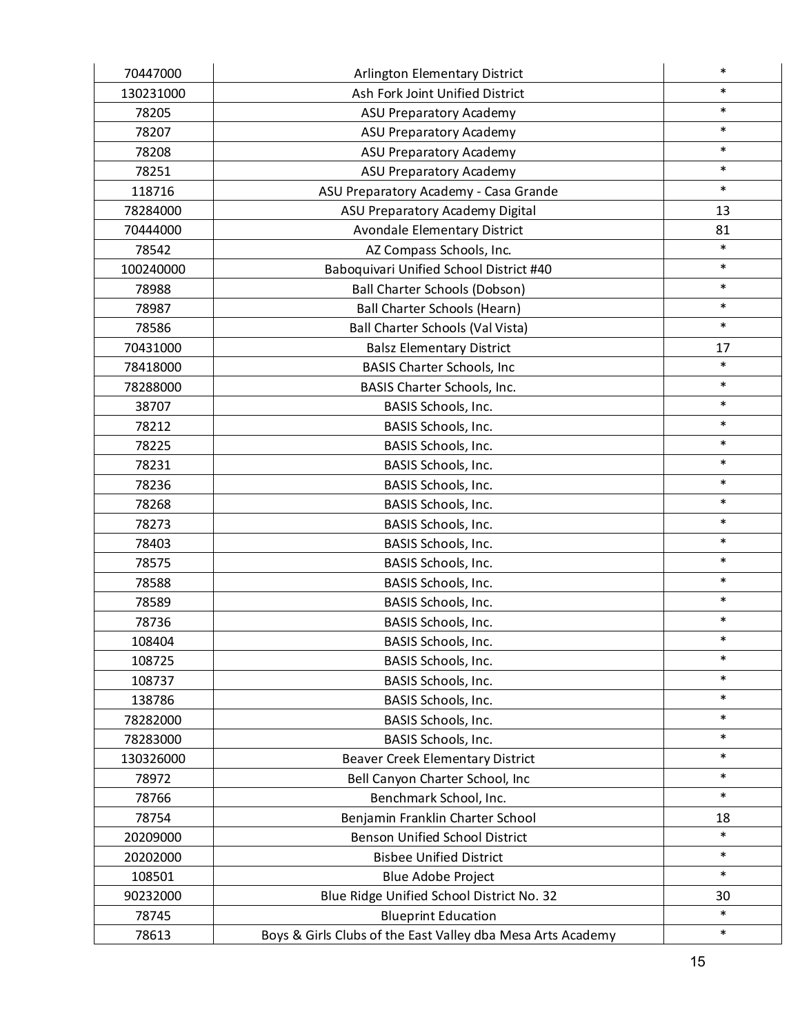| | | |
|---|---|---|
| 70447000 | Arlington Elementary District | * |
| 130231000 | Ash Fork Joint Unified District | * |
| 78205 | ASU Preparatory Academy | * |
| 78207 | ASU Preparatory Academy | * |
| 78208 | ASU Preparatory Academy | * |
| 78251 | ASU Preparatory Academy | * |
| 118716 | ASU Preparatory Academy - Casa Grande | * |
| 78284000 | ASU Preparatory Academy Digital | 13 |
| 70444000 | Avondale Elementary District | 81 |
| 78542 | AZ Compass Schools, Inc. | * |
| 100240000 | Baboquivari Unified School District #40 | * |
| 78988 | Ball Charter Schools (Dobson) | * |
| 78987 | Ball Charter Schools (Hearn) | * |
| 78586 | Ball Charter Schools (Val Vista) | * |
| 70431000 | Balsz Elementary District | 17 |
| 78418000 | BASIS Charter Schools, Inc | * |
| 78288000 | BASIS Charter Schools, Inc. | * |
| 38707 | BASIS Schools, Inc. | * |
| 78212 | BASIS Schools, Inc. | * |
| 78225 | BASIS Schools, Inc. | * |
| 78231 | BASIS Schools, Inc. | * |
| 78236 | BASIS Schools, Inc. | * |
| 78268 | BASIS Schools, Inc. | * |
| 78273 | BASIS Schools, Inc. | * |
| 78403 | BASIS Schools, Inc. | * |
| 78575 | BASIS Schools, Inc. | * |
| 78588 | BASIS Schools, Inc. | * |
| 78589 | BASIS Schools, Inc. | * |
| 78736 | BASIS Schools, Inc. | * |
| 108404 | BASIS Schools, Inc. | * |
| 108725 | BASIS Schools, Inc. | * |
| 108737 | BASIS Schools, Inc. | * |
| 138786 | BASIS Schools, Inc. | * |
| 78282000 | BASIS Schools, Inc. | * |
| 78283000 | BASIS Schools, Inc. | * |
| 130326000 | Beaver Creek Elementary District | * |
| 78972 | Bell Canyon Charter School, Inc | * |
| 78766 | Benchmark School, Inc. | * |
| 78754 | Benjamin Franklin Charter School | 18 |
| 20209000 | Benson Unified School District | * |
| 20202000 | Bisbee Unified District | * |
| 108501 | Blue Adobe Project | * |
| 90232000 | Blue Ridge Unified School District No. 32 | 30 |
| 78745 | Blueprint Education | * |
| 78613 | Boys & Girls Clubs of the East Valley dba Mesa Arts Academy | * |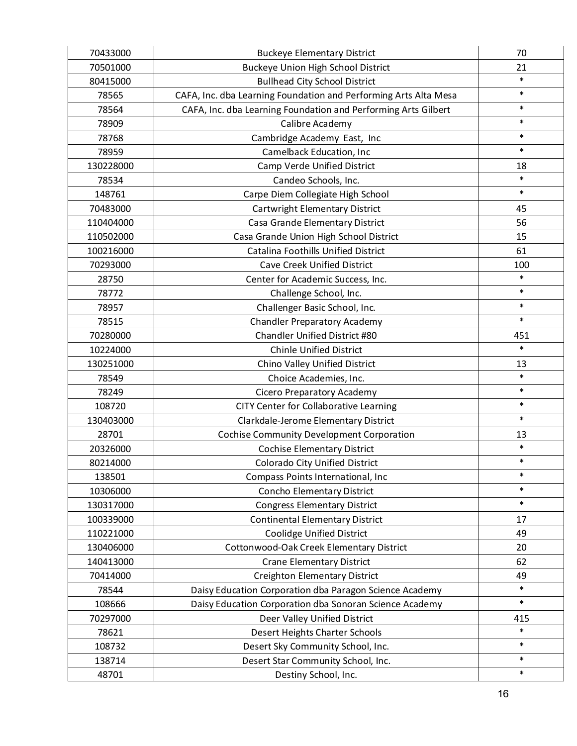| 70433000 | Buckeye Elementary District | 70 |
|---|---|---|
| 70501000 | Buckeye Union High School District | 21 |
| 80415000 | Bullhead City School District | * |
| 78565 | CAFA, Inc. dba Learning Foundation and Performing Arts Alta Mesa | * |
| 78564 | CAFA, Inc. dba Learning Foundation and Performing Arts Gilbert | * |
| 78909 | Calibre Academy | * |
| 78768 | Cambridge Academy East, Inc | * |
| 78959 | Camelback Education, Inc | * |
| 130228000 | Camp Verde Unified District | 18 |
| 78534 | Candeo Schools, Inc. | * |
| 148761 | Carpe Diem Collegiate High School | * |
| 70483000 | Cartwright Elementary District | 45 |
| 110404000 | Casa Grande Elementary District | 56 |
| 110502000 | Casa Grande Union High School District | 15 |
| 100216000 | Catalina Foothills Unified District | 61 |
| 70293000 | Cave Creek Unified District | 100 |
| 28750 | Center for Academic Success, Inc. | * |
| 78772 | Challenge School, Inc. | * |
| 78957 | Challenger Basic School, Inc. | * |
| 78515 | Chandler Preparatory Academy | * |
| 70280000 | Chandler Unified District #80 | 451 |
| 10224000 | Chinle Unified District | * |
| 130251000 | Chino Valley Unified District | 13 |
| 78549 | Choice Academies, Inc. | * |
| 78249 | Cicero Preparatory Academy | * |
| 108720 | CITY Center for Collaborative Learning | * |
| 130403000 | Clarkdale-Jerome Elementary District | * |
| 28701 | Cochise Community Development Corporation | 13 |
| 20326000 | Cochise Elementary District | * |
| 80214000 | Colorado City Unified District | * |
| 138501 | Compass Points International, Inc | * |
| 10306000 | Concho Elementary District | * |
| 130317000 | Congress Elementary District | * |
| 100339000 | Continental Elementary District | 17 |
| 110221000 | Coolidge Unified District | 49 |
| 130406000 | Cottonwood-Oak Creek Elementary District | 20 |
| 140413000 | Crane Elementary District | 62 |
| 70414000 | Creighton Elementary District | 49 |
| 78544 | Daisy Education Corporation dba Paragon Science Academy | * |
| 108666 | Daisy Education Corporation dba Sonoran Science Academy | * |
| 70297000 | Deer Valley Unified District | 415 |
| 78621 | Desert Heights Charter Schools | * |
| 108732 | Desert Sky Community School, Inc. | * |
| 138714 | Desert Star Community School, Inc. | * |
| 48701 | Destiny School, Inc. | * |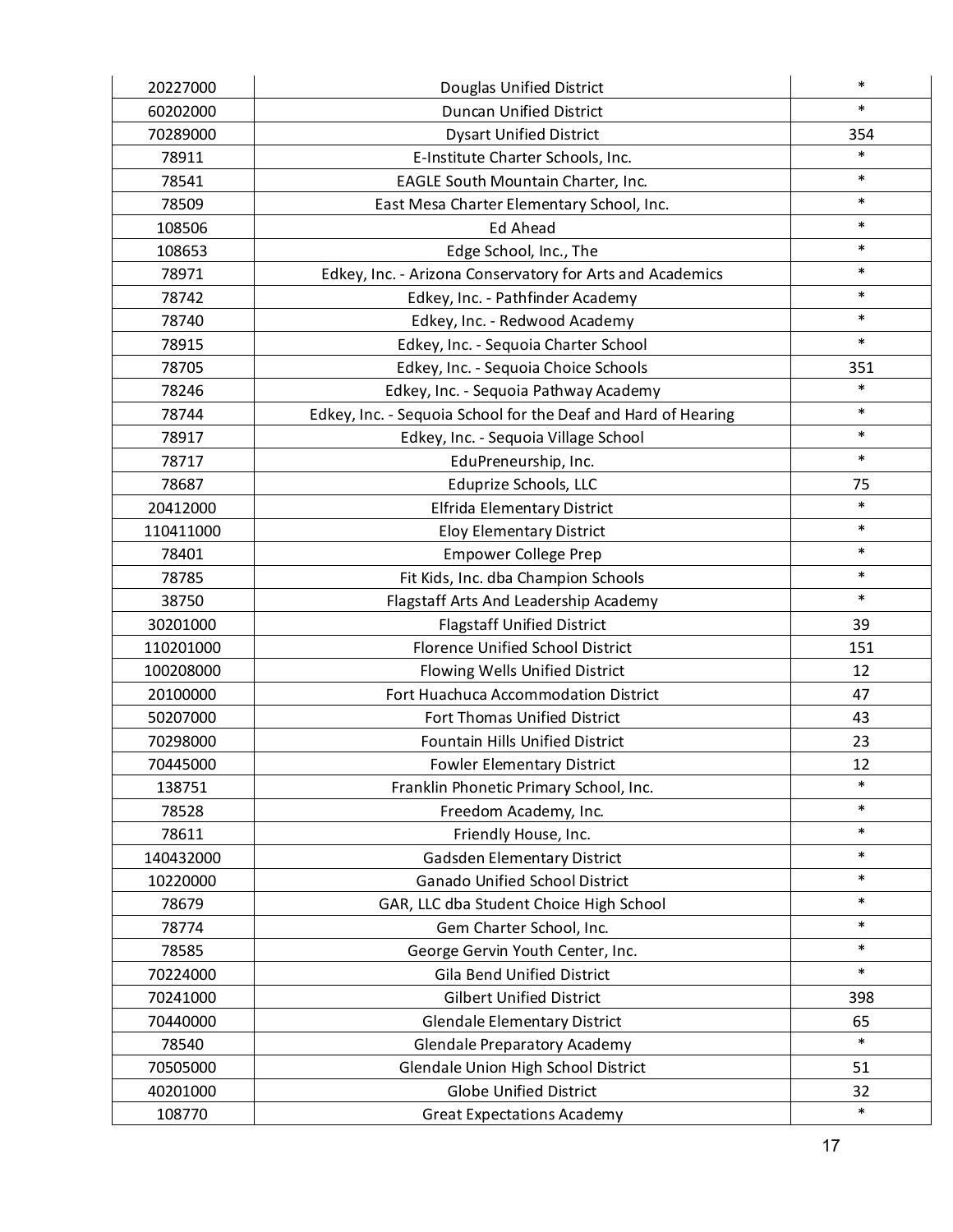| | | |
|---|---|---|
| 20227000 | Douglas Unified District | * |
| 60202000 | Duncan Unified District | * |
| 70289000 | Dysart Unified District | 354 |
| 78911 | E-Institute Charter Schools, Inc. | * |
| 78541 | EAGLE South Mountain Charter, Inc. | * |
| 78509 | East Mesa Charter Elementary School, Inc. | * |
| 108506 | Ed Ahead | * |
| 108653 | Edge School, Inc., The | * |
| 78971 | Edkey, Inc. - Arizona Conservatory for Arts and Academics | * |
| 78742 | Edkey, Inc. - Pathfinder Academy | * |
| 78740 | Edkey, Inc. - Redwood Academy | * |
| 78915 | Edkey, Inc. - Sequoia Charter School | * |
| 78705 | Edkey, Inc. - Sequoia Choice Schools | 351 |
| 78246 | Edkey, Inc. - Sequoia Pathway Academy | * |
| 78744 | Edkey, Inc. - Sequoia School for the Deaf and Hard of Hearing | * |
| 78917 | Edkey, Inc. - Sequoia Village School | * |
| 78717 | EduPreneurship, Inc. | * |
| 78687 | Eduprize Schools, LLC | 75 |
| 20412000 | Elfrida Elementary District | * |
| 110411000 | Eloy Elementary District | * |
| 78401 | Empower College Prep | * |
| 78785 | Fit Kids, Inc. dba Champion Schools | * |
| 38750 | Flagstaff Arts And Leadership Academy | * |
| 30201000 | Flagstaff Unified District | 39 |
| 110201000 | Florence Unified School District | 151 |
| 100208000 | Flowing Wells Unified District | 12 |
| 20100000 | Fort Huachuca Accommodation District | 47 |
| 50207000 | Fort Thomas Unified District | 43 |
| 70298000 | Fountain Hills Unified District | 23 |
| 70445000 | Fowler Elementary District | 12 |
| 138751 | Franklin Phonetic Primary School, Inc. | * |
| 78528 | Freedom Academy, Inc. | * |
| 78611 | Friendly House, Inc. | * |
| 140432000 | Gadsden Elementary District | * |
| 10220000 | Ganado Unified School District | * |
| 78679 | GAR, LLC dba Student Choice High School | * |
| 78774 | Gem Charter School, Inc. | * |
| 78585 | George Gervin Youth Center, Inc. | * |
| 70224000 | Gila Bend Unified District | * |
| 70241000 | Gilbert Unified District | 398 |
| 70440000 | Glendale Elementary District | 65 |
| 78540 | Glendale Preparatory Academy | * |
| 70505000 | Glendale Union High School District | 51 |
| 40201000 | Globe Unified District | 32 |
| 108770 | Great Expectations Academy | * |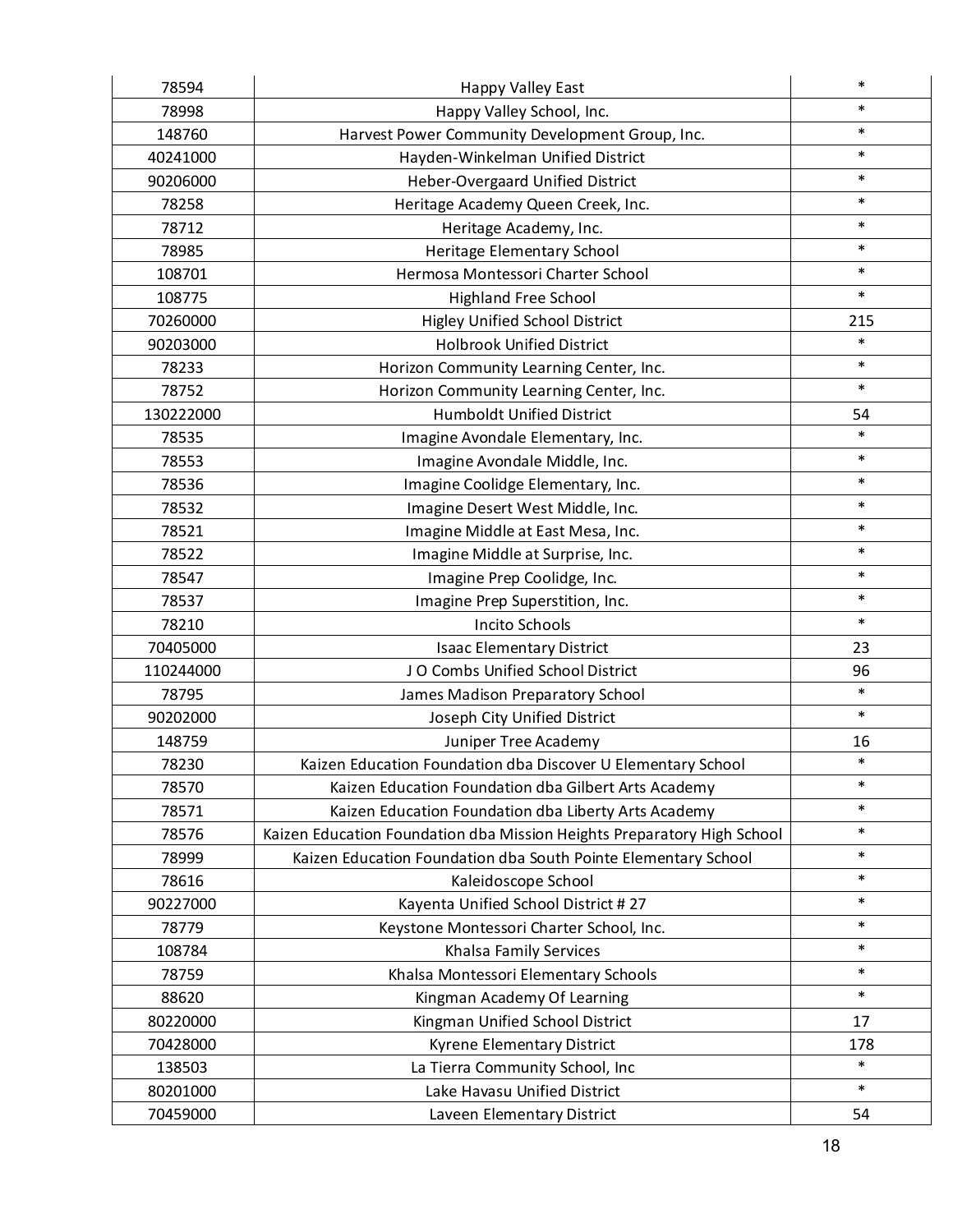| | | |
|---|---|---|
| 78594 | Happy Valley East | * |
| 78998 | Happy Valley School, Inc. | * |
| 148760 | Harvest Power Community Development Group, Inc. | * |
| 40241000 | Hayden-Winkelman Unified District | * |
| 90206000 | Heber-Overgaard Unified District | * |
| 78258 | Heritage Academy Queen Creek, Inc. | * |
| 78712 | Heritage Academy, Inc. | * |
| 78985 | Heritage Elementary School | * |
| 108701 | Hermosa Montessori Charter School | * |
| 108775 | Highland Free School | * |
| 70260000 | Higley Unified School District | 215 |
| 90203000 | Holbrook Unified District | * |
| 78233 | Horizon Community Learning Center, Inc. | * |
| 78752 | Horizon Community Learning Center, Inc. | * |
| 130222000 | Humboldt Unified District | 54 |
| 78535 | Imagine Avondale Elementary, Inc. | * |
| 78553 | Imagine Avondale Middle, Inc. | * |
| 78536 | Imagine Coolidge Elementary, Inc. | * |
| 78532 | Imagine Desert West Middle, Inc. | * |
| 78521 | Imagine Middle at East Mesa, Inc. | * |
| 78522 | Imagine Middle at Surprise, Inc. | * |
| 78547 | Imagine Prep Coolidge, Inc. | * |
| 78537 | Imagine Prep Superstition, Inc. | * |
| 78210 | Incito Schools | * |
| 70405000 | Isaac Elementary District | 23 |
| 110244000 | J O Combs Unified School District | 96 |
| 78795 | James Madison Preparatory School | * |
| 90202000 | Joseph City Unified District | * |
| 148759 | Juniper Tree Academy | 16 |
| 78230 | Kaizen Education Foundation dba Discover U Elementary School | * |
| 78570 | Kaizen Education Foundation dba Gilbert Arts Academy | * |
| 78571 | Kaizen Education Foundation dba Liberty Arts Academy | * |
| 78576 | Kaizen Education Foundation dba Mission Heights Preparatory High School | * |
| 78999 | Kaizen Education Foundation dba South Pointe Elementary School | * |
| 78616 | Kaleidoscope School | * |
| 90227000 | Kayenta Unified School District # 27 | * |
| 78779 | Keystone Montessori Charter School, Inc. | * |
| 108784 | Khalsa Family Services | * |
| 78759 | Khalsa Montessori Elementary Schools | * |
| 88620 | Kingman Academy Of Learning | * |
| 80220000 | Kingman Unified School District | 17 |
| 70428000 | Kyrene Elementary District | 178 |
| 138503 | La Tierra Community School, Inc | * |
| 80201000 | Lake Havasu Unified District | * |
| 70459000 | Laveen Elementary District | 54 |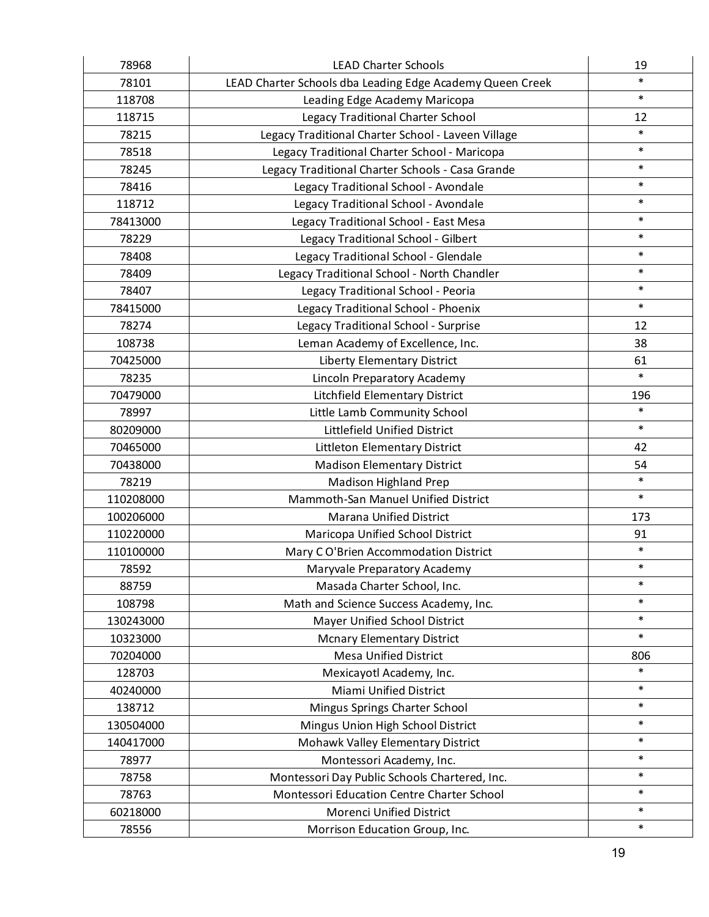| | | |
|---|---|---|
| 78968 | LEAD Charter Schools | 19 |
| 78101 | LEAD Charter Schools dba Leading Edge Academy Queen Creek | * |
| 118708 | Leading Edge Academy Maricopa | * |
| 118715 | Legacy Traditional Charter School | 12 |
| 78215 | Legacy Traditional Charter School - Laveen Village | * |
| 78518 | Legacy Traditional Charter School - Maricopa | * |
| 78245 | Legacy Traditional Charter Schools - Casa Grande | * |
| 78416 | Legacy Traditional School - Avondale | * |
| 118712 | Legacy Traditional School - Avondale | * |
| 78413000 | Legacy Traditional School - East Mesa | * |
| 78229 | Legacy Traditional School - Gilbert | * |
| 78408 | Legacy Traditional School - Glendale | * |
| 78409 | Legacy Traditional School - North Chandler | * |
| 78407 | Legacy Traditional School - Peoria | * |
| 78415000 | Legacy Traditional School - Phoenix | * |
| 78274 | Legacy Traditional School - Surprise | 12 |
| 108738 | Leman Academy of Excellence, Inc. | 38 |
| 70425000 | Liberty Elementary District | 61 |
| 78235 | Lincoln Preparatory Academy | * |
| 70479000 | Litchfield Elementary District | 196 |
| 78997 | Little Lamb Community School | * |
| 80209000 | Littlefield Unified District | * |
| 70465000 | Littleton Elementary District | 42 |
| 70438000 | Madison Elementary District | 54 |
| 78219 | Madison Highland Prep | * |
| 110208000 | Mammoth-San Manuel Unified District | * |
| 100206000 | Marana Unified District | 173 |
| 110220000 | Maricopa Unified School District | 91 |
| 110100000 | Mary C O'Brien Accommodation District | * |
| 78592 | Maryvale Preparatory Academy | * |
| 88759 | Masada Charter School, Inc. | * |
| 108798 | Math and Science Success Academy, Inc. | * |
| 130243000 | Mayer Unified School District | * |
| 10323000 | Mcnary Elementary District | * |
| 70204000 | Mesa Unified District | 806 |
| 128703 | Mexicayotl Academy, Inc. | * |
| 40240000 | Miami Unified District | * |
| 138712 | Mingus Springs Charter School | * |
| 130504000 | Mingus Union High School District | * |
| 140417000 | Mohawk Valley Elementary District | * |
| 78977 | Montessori Academy, Inc. | * |
| 78758 | Montessori Day Public Schools Chartered, Inc. | * |
| 78763 | Montessori Education Centre Charter School | * |
| 60218000 | Morenci Unified District | * |
| 78556 | Morrison Education Group, Inc. | * |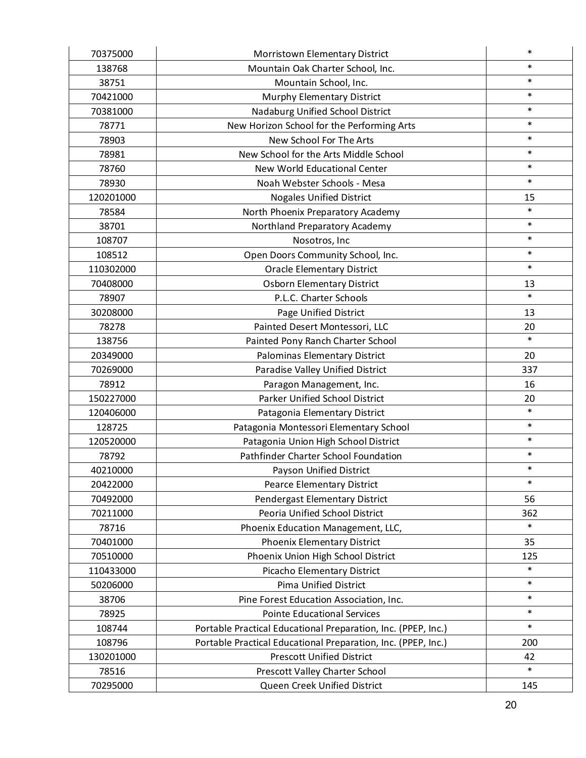| | | |
|---|---|---|
| 70375000 | Morristown Elementary District | * |
| 138768 | Mountain Oak Charter School, Inc. | * |
| 38751 | Mountain School, Inc. | * |
| 70421000 | Murphy Elementary District | * |
| 70381000 | Nadaburg Unified School District | * |
| 78771 | New Horizon School for the Performing Arts | * |
| 78903 | New School For The Arts | * |
| 78981 | New School for the Arts Middle School | * |
| 78760 | New World Educational Center | * |
| 78930 | Noah Webster Schools - Mesa | * |
| 120201000 | Nogales Unified District | 15 |
| 78584 | North Phoenix Preparatory Academy | * |
| 38701 | Northland Preparatory Academy | * |
| 108707 | Nosotros, Inc | * |
| 108512 | Open Doors Community School, Inc. | * |
| 110302000 | Oracle Elementary District | * |
| 70408000 | Osborn Elementary District | 13 |
| 78907 | P.L.C. Charter Schools | * |
| 30208000 | Page Unified District | 13 |
| 78278 | Painted Desert Montessori, LLC | 20 |
| 138756 | Painted Pony Ranch Charter School | * |
| 20349000 | Palominas Elementary District | 20 |
| 70269000 | Paradise Valley Unified District | 337 |
| 78912 | Paragon Management, Inc. | 16 |
| 150227000 | Parker Unified School District | 20 |
| 120406000 | Patagonia Elementary District | * |
| 128725 | Patagonia Montessori Elementary School | * |
| 120520000 | Patagonia Union High School District | * |
| 78792 | Pathfinder Charter School Foundation | * |
| 40210000 | Payson Unified District | * |
| 20422000 | Pearce Elementary District | * |
| 70492000 | Pendergast Elementary District | 56 |
| 70211000 | Peoria Unified School District | 362 |
| 78716 | Phoenix Education Management, LLC, | * |
| 70401000 | Phoenix Elementary District | 35 |
| 70510000 | Phoenix Union High School District | 125 |
| 110433000 | Picacho Elementary District | * |
| 50206000 | Pima Unified District | * |
| 38706 | Pine Forest Education Association, Inc. | * |
| 78925 | Pointe Educational Services | * |
| 108744 | Portable Practical Educational Preparation, Inc. (PPEP, Inc.) | * |
| 108796 | Portable Practical Educational Preparation, Inc. (PPEP, Inc.) | 200 |
| 130201000 | Prescott Unified District | 42 |
| 78516 | Prescott Valley Charter School | * |
| 70295000 | Queen Creek Unified District | 145 |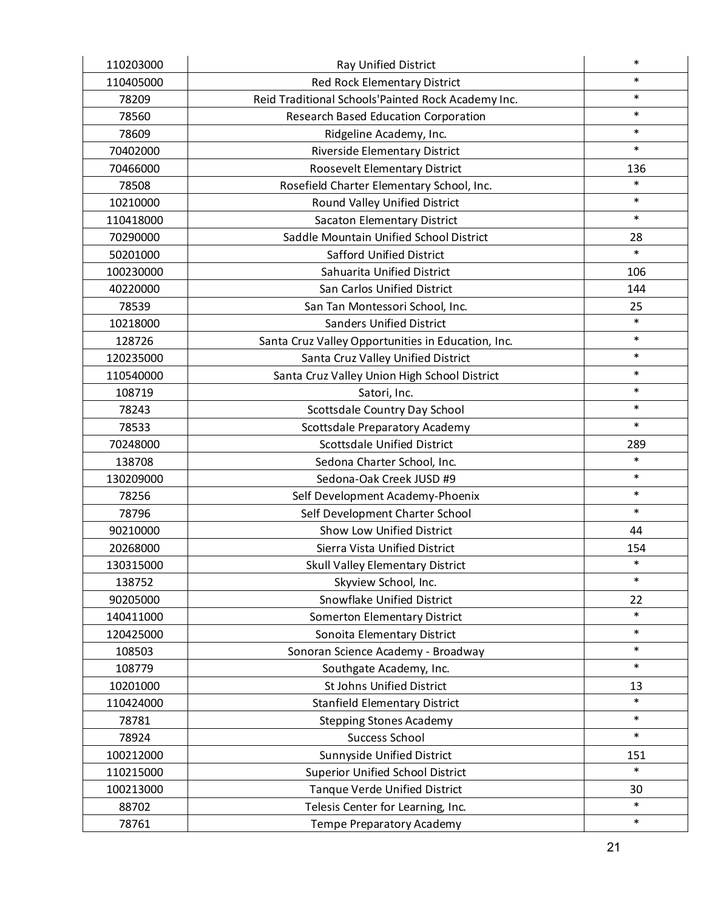| | | |
|---|---|---|
| 110203000 | Ray Unified District | * |
| 110405000 | Red Rock Elementary District | * |
| 78209 | Reid Traditional Schools'Painted Rock Academy Inc. | * |
| 78560 | Research Based Education Corporation | * |
| 78609 | Ridgeline Academy, Inc. | * |
| 70402000 | Riverside Elementary District | * |
| 70466000 | Roosevelt Elementary District | 136 |
| 78508 | Rosefield Charter Elementary School, Inc. | * |
| 10210000 | Round Valley Unified District | * |
| 110418000 | Sacaton Elementary District | * |
| 70290000 | Saddle Mountain Unified School District | 28 |
| 50201000 | Safford Unified District | * |
| 100230000 | Sahuarita Unified District | 106 |
| 40220000 | San Carlos Unified District | 144 |
| 78539 | San Tan Montessori School, Inc. | 25 |
| 10218000 | Sanders Unified District | * |
| 128726 | Santa Cruz Valley Opportunities in Education, Inc. | * |
| 120235000 | Santa Cruz Valley Unified District | * |
| 110540000 | Santa Cruz Valley Union High School District | * |
| 108719 | Satori, Inc. | * |
| 78243 | Scottsdale Country Day School | * |
| 78533 | Scottsdale Preparatory Academy | * |
| 70248000 | Scottsdale Unified District | 289 |
| 138708 | Sedona Charter School, Inc. | * |
| 130209000 | Sedona-Oak Creek JUSD #9 | * |
| 78256 | Self Development Academy-Phoenix | * |
| 78796 | Self Development Charter School | * |
| 90210000 | Show Low Unified District | 44 |
| 20268000 | Sierra Vista Unified District | 154 |
| 130315000 | Skull Valley Elementary District | * |
| 138752 | Skyview School, Inc. | * |
| 90205000 | Snowflake Unified District | 22 |
| 140411000 | Somerton Elementary District | * |
| 120425000 | Sonoita Elementary District | * |
| 108503 | Sonoran Science Academy - Broadway | * |
| 108779 | Southgate Academy, Inc. | * |
| 10201000 | St Johns Unified District | 13 |
| 110424000 | Stanfield Elementary District | * |
| 78781 | Stepping Stones Academy | * |
| 78924 | Success School | * |
| 100212000 | Sunnyside Unified District | 151 |
| 110215000 | Superior Unified School District | * |
| 100213000 | Tanque Verde Unified District | 30 |
| 88702 | Telesis Center for Learning, Inc. | * |
| 78761 | Tempe Preparatory Academy | * |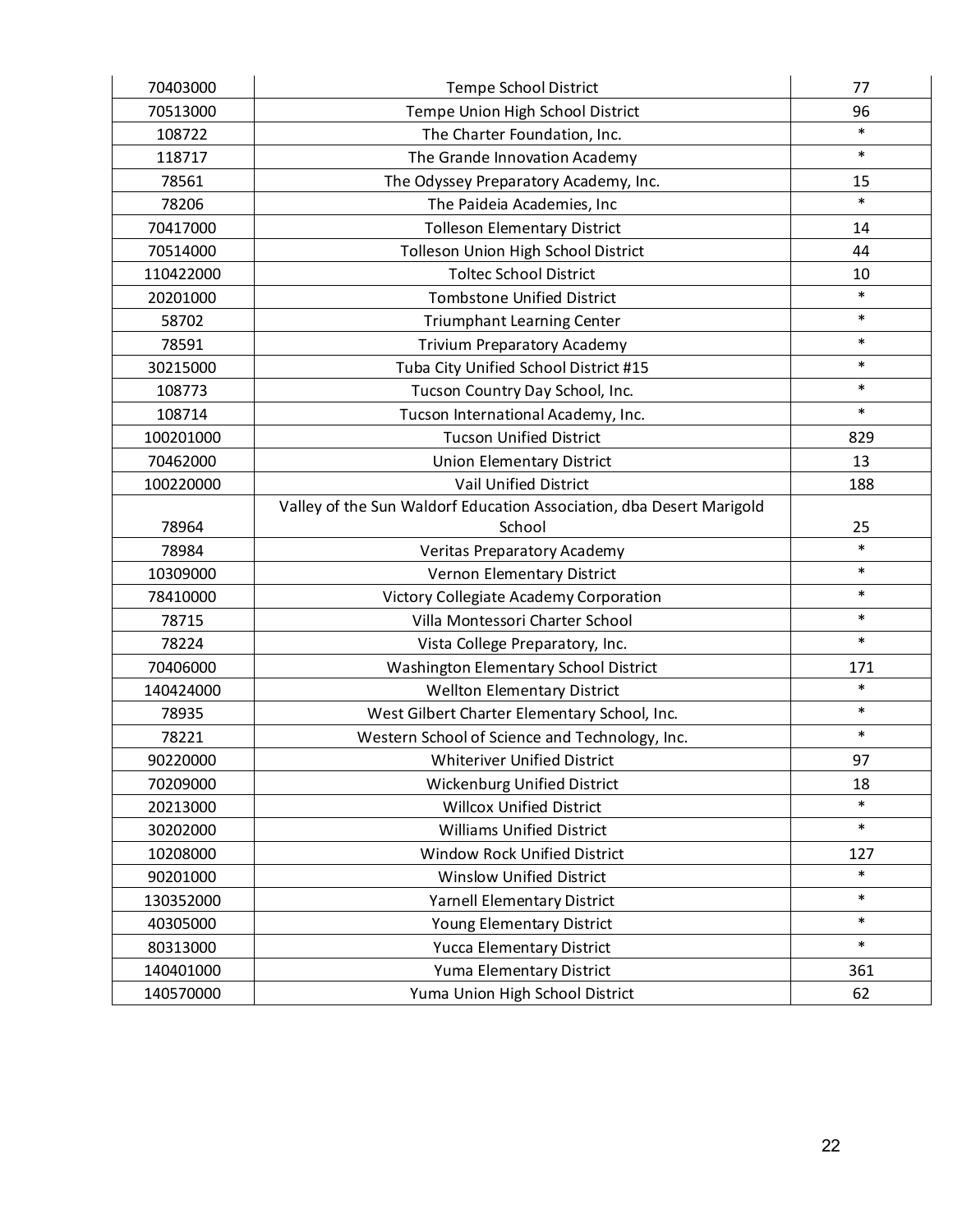| | | |
|---|---|---|
| 70403000 | Tempe School District | 77 |
| 70513000 | Tempe Union High School District | 96 |
| 108722 | The Charter Foundation, Inc. | * |
| 118717 | The Grande Innovation Academy | * |
| 78561 | The Odyssey Preparatory Academy, Inc. | 15 |
| 78206 | The Paideia Academies, Inc | * |
| 70417000 | Tolleson Elementary District | 14 |
| 70514000 | Tolleson Union High School District | 44 |
| 110422000 | Toltec School District | 10 |
| 20201000 | Tombstone Unified District | * |
| 58702 | Triumphant Learning Center | * |
| 78591 | Trivium Preparatory Academy | * |
| 30215000 | Tuba City Unified School District #15 | * |
| 108773 | Tucson Country Day School, Inc. | * |
| 108714 | Tucson International Academy, Inc. | * |
| 100201000 | Tucson Unified District | 829 |
| 70462000 | Union Elementary District | 13 |
| 100220000 | Vail Unified District | 188 |
| 78964 | Valley of the Sun Waldorf Education Association, dba Desert Marigold School | 25 |
| 78984 | Veritas Preparatory Academy | * |
| 10309000 | Vernon Elementary District | * |
| 78410000 | Victory Collegiate Academy Corporation | * |
| 78715 | Villa Montessori Charter School | * |
| 78224 | Vista College Preparatory, Inc. | * |
| 70406000 | Washington Elementary School District | 171 |
| 140424000 | Wellton Elementary District | * |
| 78935 | West Gilbert Charter Elementary School, Inc. | * |
| 78221 | Western School of Science and Technology, Inc. | * |
| 90220000 | Whiteriver Unified District | 97 |
| 70209000 | Wickenburg Unified District | 18 |
| 20213000 | Willcox Unified District | * |
| 30202000 | Williams Unified District | * |
| 10208000 | Window Rock Unified District | 127 |
| 90201000 | Winslow Unified District | * |
| 130352000 | Yarnell Elementary District | * |
| 40305000 | Young Elementary District | * |
| 80313000 | Yucca Elementary District | * |
| 140401000 | Yuma Elementary District | 361 |
| 140570000 | Yuma Union High School District | 62 |